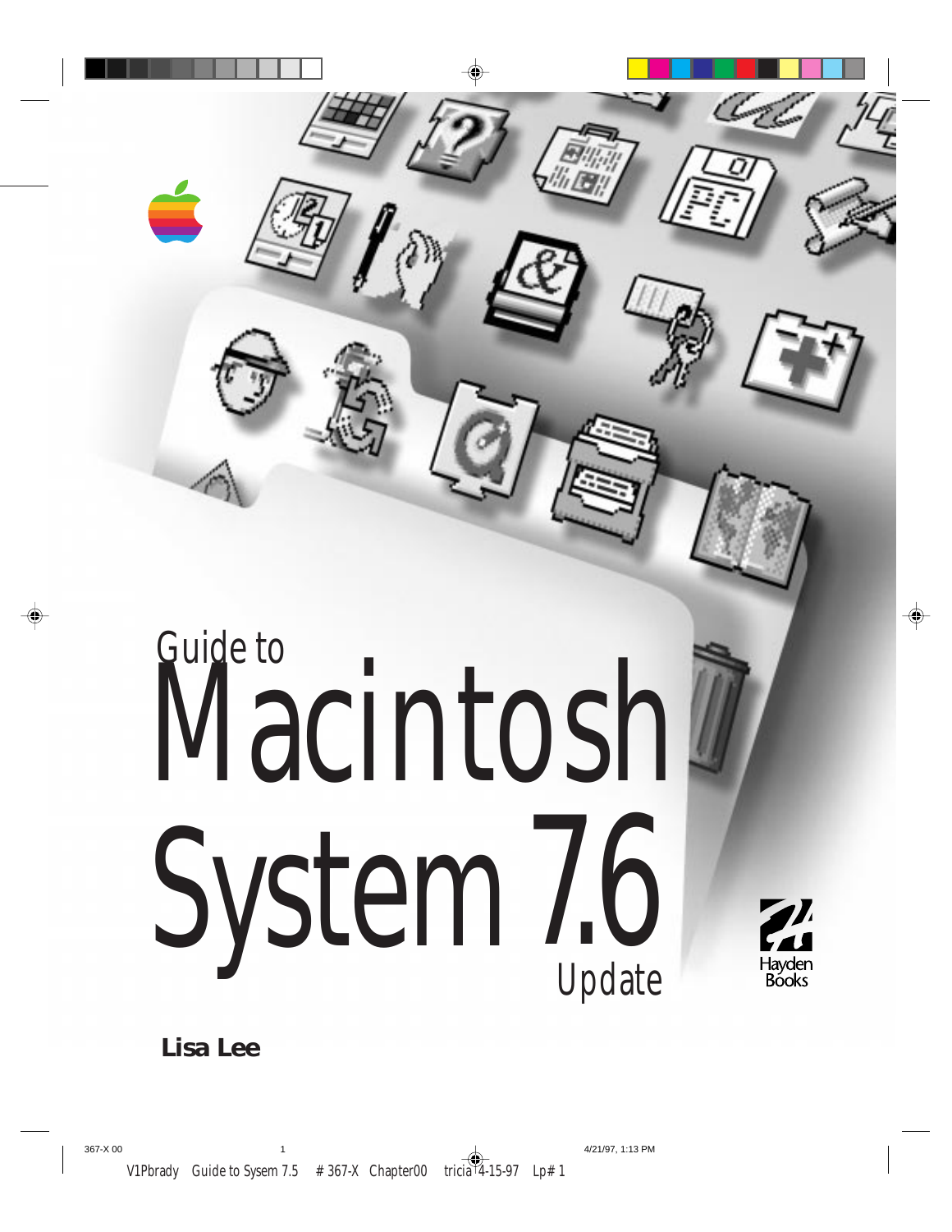# Guide to Macintosh System 7.6 Update

Hayden Books

**Lisa Lee**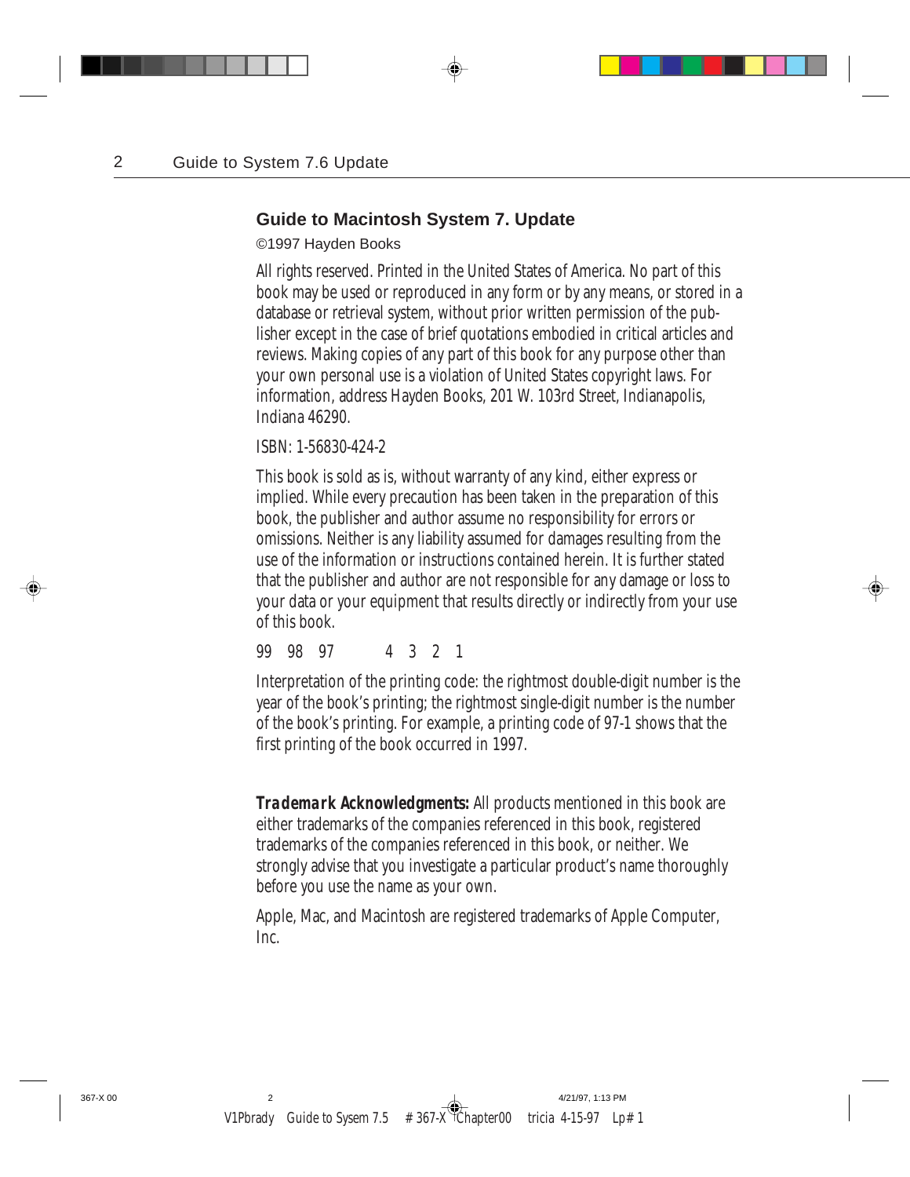## Guide to Macintosh System 7. Update

©1997 Hayden Books

All rights reserved. Printed in the United States of America. No part of this book may be used or reproduced in any form or by any means, or stored in a database or retrieval system, without prior written permission of the publisher except in the case of brief quotations embodied in critical articles and reviews. Making copies of any part of this book for any purpose other than your own personal use is a violation of United States copyright laws. For information, address Hayden Books, 201 W. 103rd Street, Indianapolis, Indiana 46290.

ISBN: 1-56830-424-2

This book is sold as is, without warranty of any kind, either express or implied. While every precaution has been taken in the preparation of this book, the publisher and author assume no responsibility for errors or omissions. Neither is any liability assumed for damages resulting from the use of the information or instructions contained herein. It is further stated that the publisher and author are not responsible for any damage or loss to your data or your equipment that results directly or indirectly from your use of this book.

99 98 97 4 3 2 1

Interpretation of the printing code: the rightmost double-digit number is the year of the book's printing; the rightmost single-digit number is the number of the book's printing. For example, a printing code of 97-1 shows that the first printing of the book occurred in 1997.

***Trademark Acknowledgments:*** All products mentioned in this book are either trademarks of the companies referenced in this book, registered trademarks of the companies referenced in this book, or neither. We strongly advise that you investigate a particular product's name thoroughly before you use the name as your own.

Apple, Mac, and Macintosh are registered trademarks of Apple Computer, Inc.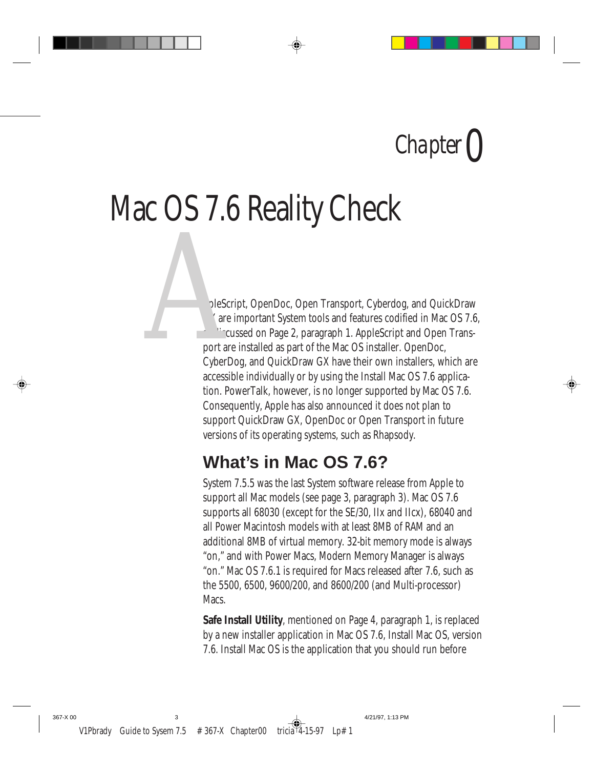Chapter 0

# Mac OS 7.6 Reality Check

AppleScript, OpenDoc, Open Transport, Cyberdog, and QuickDraw GX are important System tools and features codified in Mac OS 7.6, as discussed on Page 2, paragraph 1. AppleScript and Open Transport are installed as part of the Mac OS installer. OpenDoc, CyberDog, and QuickDraw GX have their own installers, which are accessible individually or by using the Install Mac OS 7.6 application. PowerTalk, however, is no longer supported by Mac OS 7.6. Consequently, Apple has also announced it does not plan to support QuickDraw GX, OpenDoc or Open Transport in future versions of its operating systems, such as Rhapsody.

## What's in Mac OS 7.6?

System 7.5.5 was the last System software release from Apple to support all Mac models (see page 3, paragraph 3). Mac OS 7.6 supports all 68030 (except for the SE/30, IIx and IIcx), 68040 and all Power Macintosh models with at least 8MB of RAM and an additional 8MB of virtual memory. 32-bit memory mode is always "on," and with Power Macs, Modern Memory Manager is always "on." Mac OS 7.6.1 is required for Macs released after 7.6, such as the 5500, 6500, 9600/200, and 8600/200 (and Multi-processor) Macs.

**Safe Install Utility**, mentioned on Page 4, paragraph 1, is replaced by a new installer application in Mac OS 7.6, Install Mac OS, version 7.6. Install Mac OS is the application that you should run before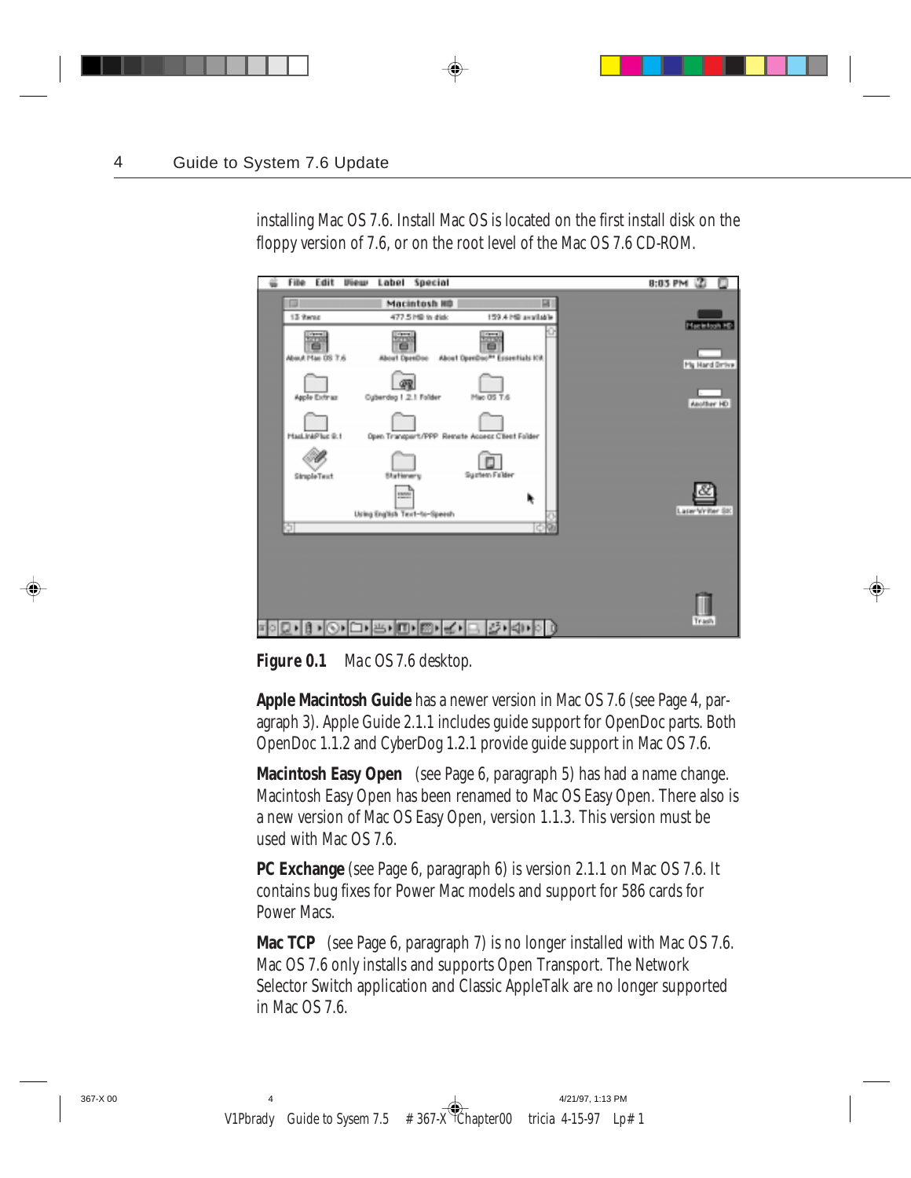installing Mac OS 7.6. Install Mac OS is located on the first install disk on the floppy version of 7.6, or on the root level of the Mac OS 7.6 CD-ROM.

**Figure 0.1** *Mac OS 7.6 desktop.*

**Apple Macintosh Guide** has a newer version in Mac OS 7.6 (see Page 4, paragraph 3). Apple Guide 2.1.1 includes guide support for OpenDoc parts. Both OpenDoc 1.1.2 and CyberDog 1.2.1 provide guide support in Mac OS 7.6.

**Macintosh Easy Open** (see Page 6, paragraph 5) has had a name change. Macintosh Easy Open has been renamed to Mac OS Easy Open. There also is a new version of Mac OS Easy Open, version 1.1.3. This version must be used with Mac OS 7.6.

**PC Exchange** (see Page 6, paragraph 6) is version 2.1.1 on Mac OS 7.6. It contains bug fixes for Power Mac models and support for 586 cards for Power Macs.

**Mac TCP** (see Page 6, paragraph 7) is no longer installed with Mac OS 7.6. Mac OS 7.6 only installs and supports Open Transport. The Network Selector Switch application and Classic AppleTalk are no longer supported in Mac OS 7.6.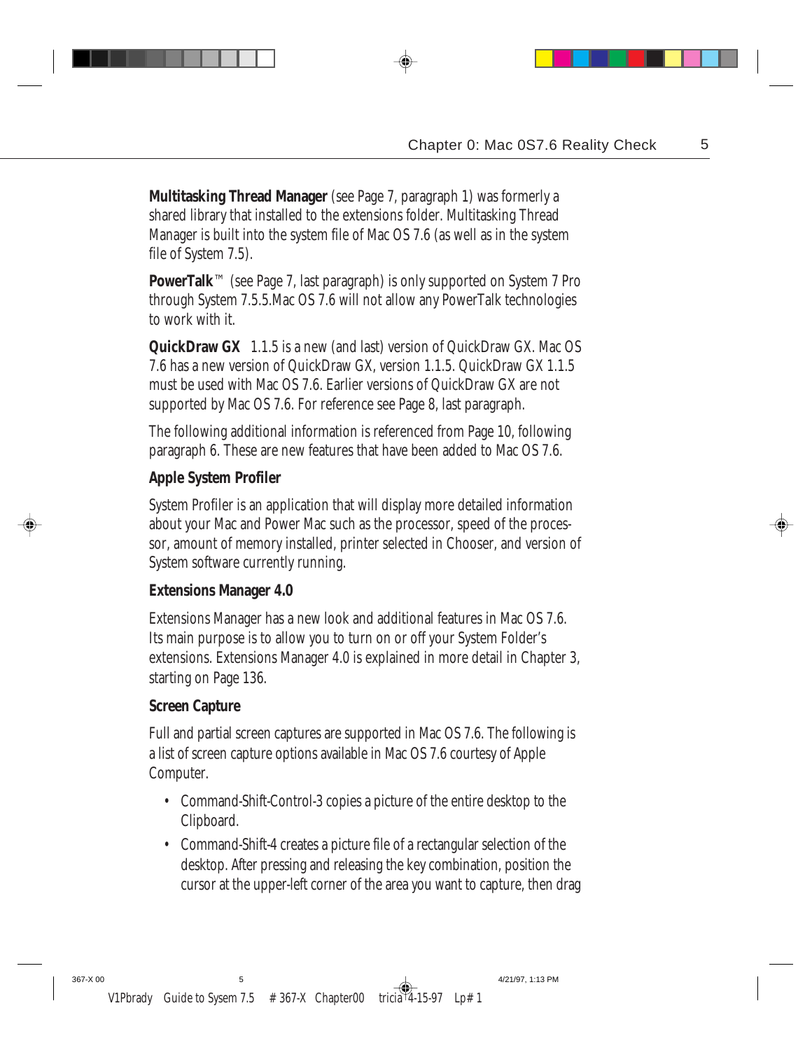**Multitasking Thread Manager** (see Page 7, paragraph 1) was formerly a shared library that installed to the extensions folder. Multitasking Thread Manager is built into the system file of Mac OS 7.6 (as well as in the system file of System 7.5).

**PowerTalk**™ (see Page 7, last paragraph) is only supported on System 7 Pro through System 7.5.5.Mac OS 7.6 will not allow any PowerTalk technologies to work with it.

**QuickDraw GX** 1.1.5 is a new (and last) version of QuickDraw GX. Mac OS 7.6 has a new version of QuickDraw GX, version 1.1.5. QuickDraw GX 1.1.5 must be used with Mac OS 7.6. Earlier versions of QuickDraw GX are not supported by Mac OS 7.6. For reference see Page 8, last paragraph.

The following additional information is referenced from Page 10, following paragraph 6. These are new features that have been added to Mac OS 7.6.

### Apple System Profiler

System Profiler is an application that will display more detailed information about your Mac and Power Mac such as the processor, speed of the processor, amount of memory installed, printer selected in Chooser, and version of System software currently running.

### Extensions Manager 4.0

Extensions Manager has a new look and additional features in Mac OS 7.6. Its main purpose is to allow you to turn on or off your System Folder's extensions. Extensions Manager 4.0 is explained in more detail in Chapter 3, starting on Page 136.

### Screen Capture

Full and partial screen captures are supported in Mac OS 7.6. The following is a list of screen capture options available in Mac OS 7.6 courtesy of Apple Computer.

- Command-Shift-Control-3 copies a picture of the entire desktop to the Clipboard.
- Command-Shift-4 creates a picture file of a rectangular selection of the desktop. After pressing and releasing the key combination, position the cursor at the upper-left corner of the area you want to capture, then drag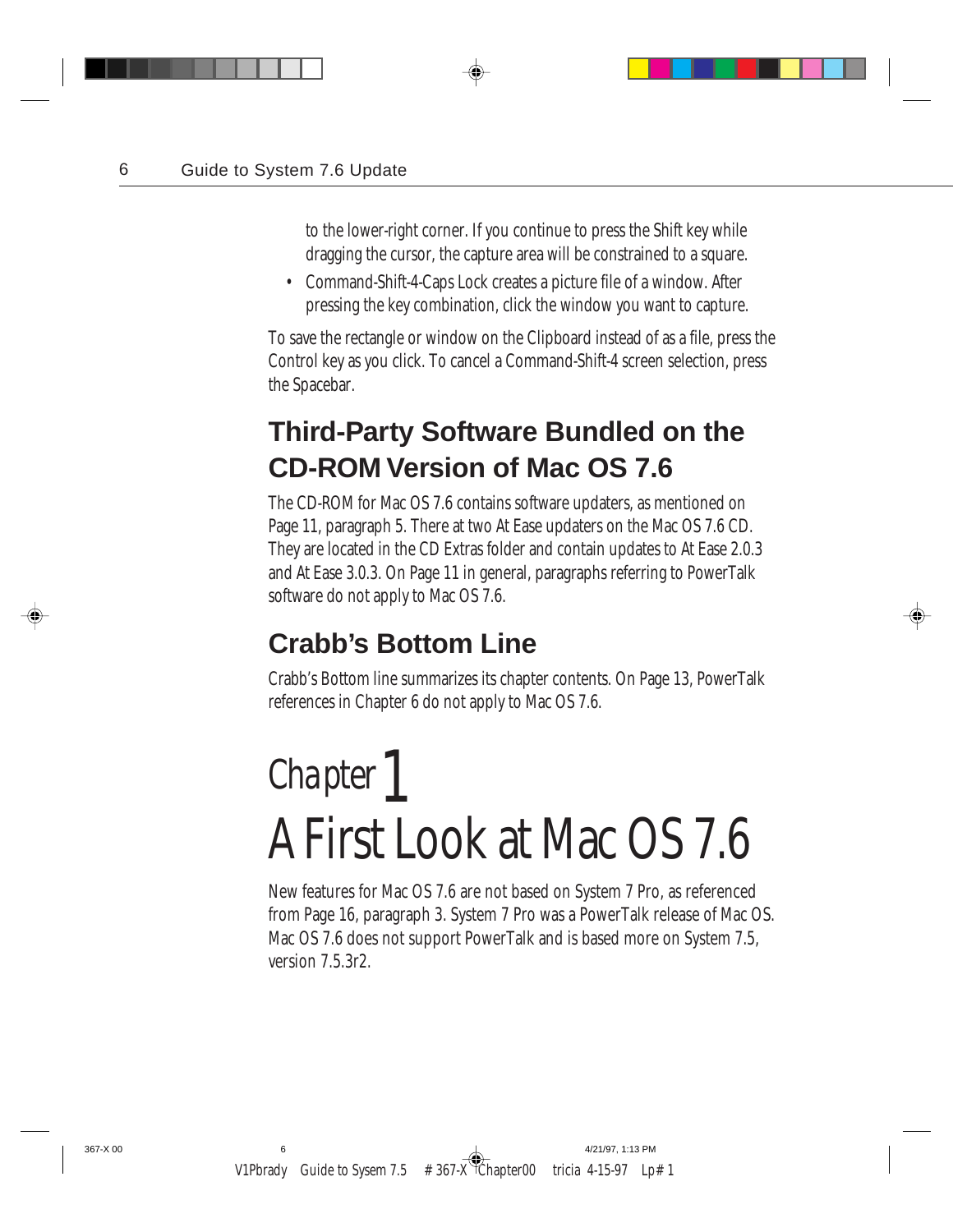to the lower-right corner. If you continue to press the Shift key while dragging the cursor, the capture area will be constrained to a square.

- Command-Shift-4-Caps Lock creates a picture file of a window. After pressing the key combination, click the window you want to capture.

To save the rectangle or window on the Clipboard instead of as a file, press the Control key as you click. To cancel a Command-Shift-4 screen selection, press the Spacebar.

## Third-Party Software Bundled on the CD-ROM Version of Mac OS 7.6

The CD-ROM for Mac OS 7.6 contains software updaters, as mentioned on Page 11, paragraph 5. There at two At Ease updaters on the Mac OS 7.6 CD. They are located in the CD Extras folder and contain updates to At Ease 2.0.3 and At Ease 3.0.3. On Page 11 in general, paragraphs referring to PowerTalk software do not apply to Mac OS 7.6.

## Crabb's Bottom Line

Crabb's Bottom line summarizes its chapter contents. On Page 13, PowerTalk references in Chapter 6 do not apply to Mac OS 7.6.

# Chapter 1
# A First Look at Mac OS 7.6

New features for Mac OS 7.6 are not based on System 7 Pro, as referenced from Page 16, paragraph 3. System 7 Pro was a PowerTalk release of Mac OS. Mac OS 7.6 does not support PowerTalk and is based more on System 7.5, version 7.5.3r2.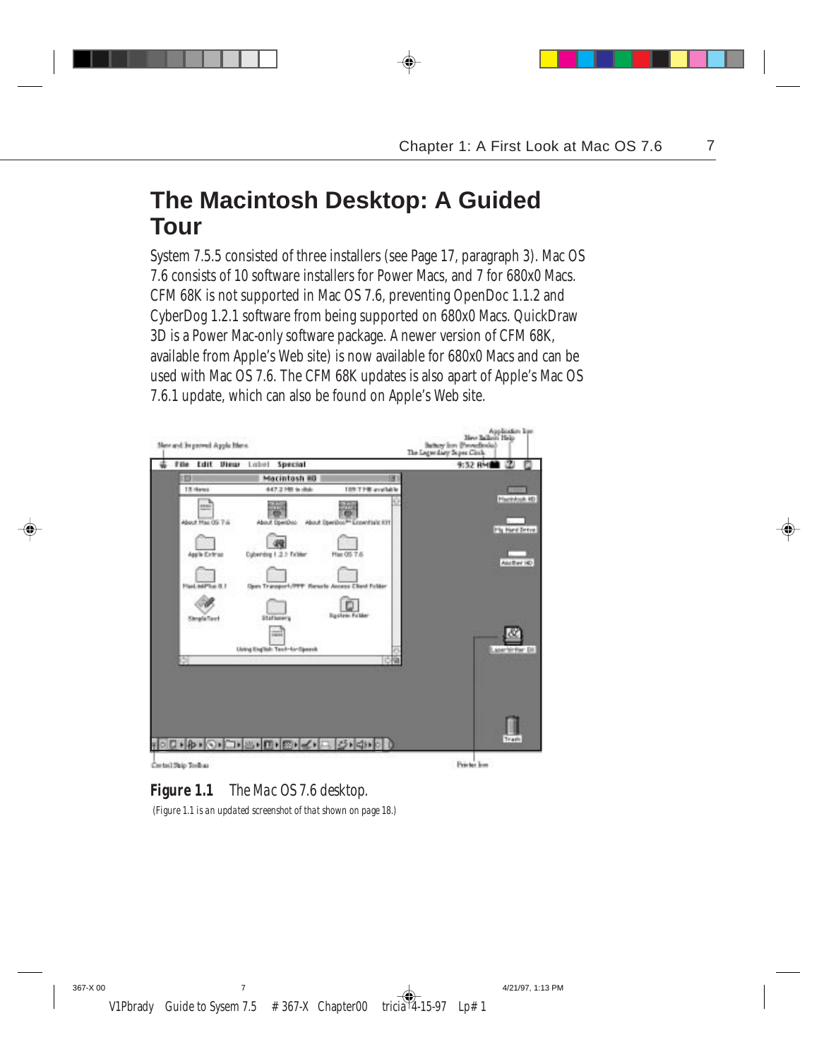## The Macintosh Desktop: A Guided Tour

System 7.5.5 consisted of three installers (see Page 17, paragraph 3). Mac OS 7.6 consists of 10 software installers for Power Macs, and 7 for 680x0 Macs. CFM 68K is not supported in Mac OS 7.6, preventing OpenDoc 1.1.2 and CyberDog 1.2.1 software from being supported on 680x0 Macs. QuickDraw 3D is a Power Mac-only software package. A newer version of CFM 68K, available from Apple's Web site) is now available for 680x0 Macs and can be used with Mac OS 7.6. The CFM 68K updates is also apart of Apple's Mac OS 7.6.1 update, which can also be found on Apple's Web site.

**Figure 1.1** The Mac OS 7.6 desktop.

(Figure 1.1 is an updated screenshot of that shown on page 18.)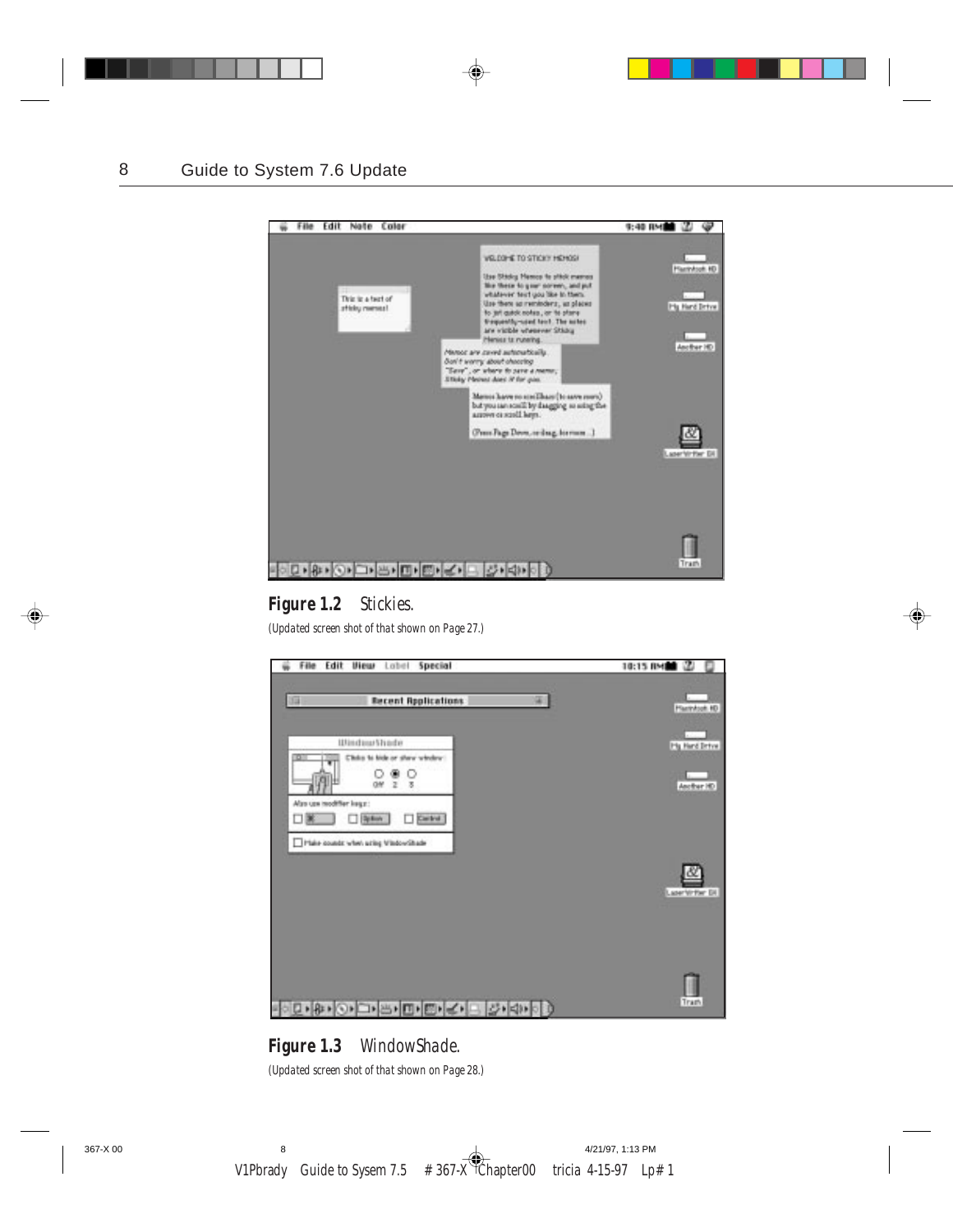**Figure 1.2** Stickies.

(Updated screen shot of that shown on Page 27.)

**Figure 1.3** WindowShade.

(Updated screen shot of that shown on Page 28.)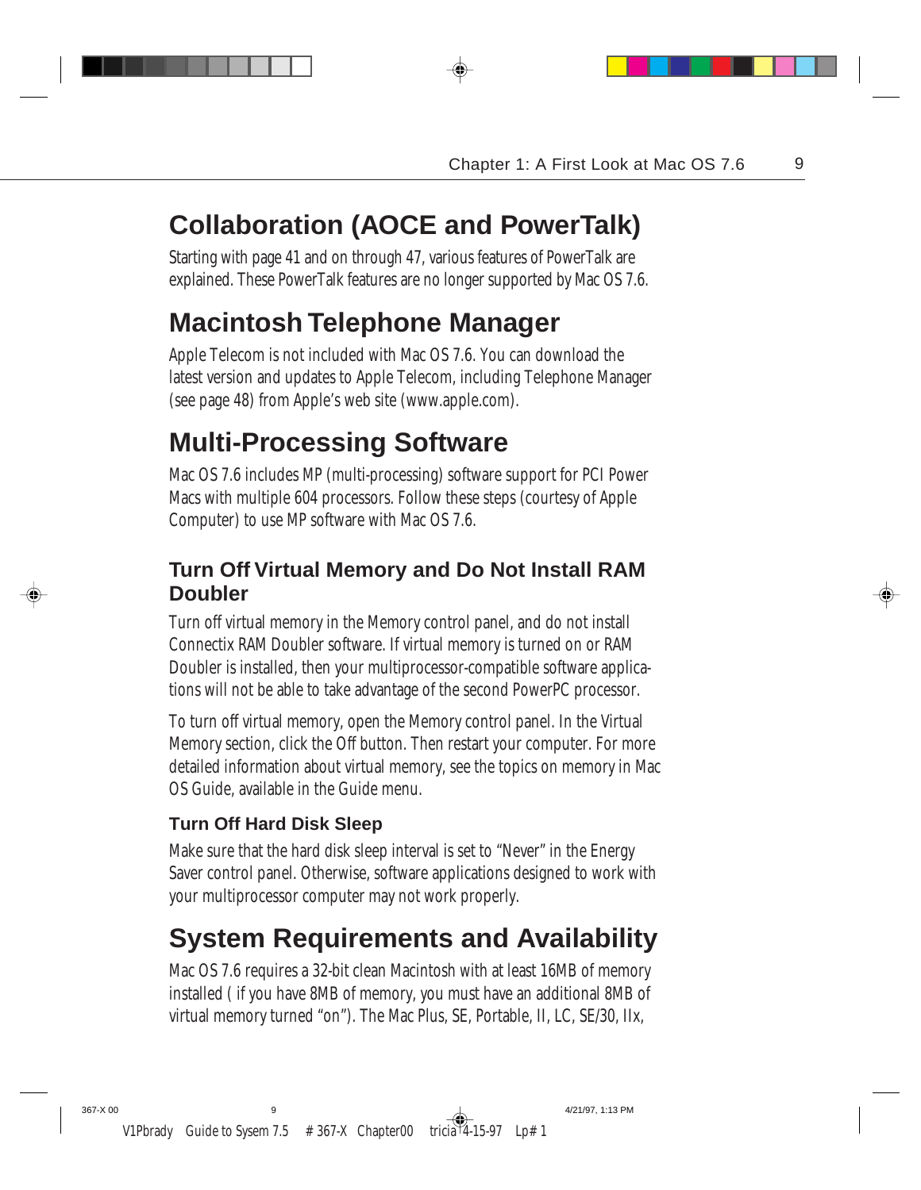## Collaboration (AOCE and PowerTalk)

Starting with page 41 and on through 47, various features of PowerTalk are explained. These PowerTalk features are no longer supported by Mac OS 7.6.

## Macintosh Telephone Manager

Apple Telecom is not included with Mac OS 7.6. You can download the latest version and updates to Apple Telecom, including Telephone Manager (see page 48) from Apple's web site (www.apple.com).

## Multi-Processing Software

Mac OS 7.6 includes MP (multi-processing) software support for PCI Power Macs with multiple 604 processors. Follow these steps (courtesy of Apple Computer) to use MP software with Mac OS 7.6.

### Turn Off Virtual Memory and Do Not Install RAM Doubler

Turn off virtual memory in the Memory control panel, and do not install Connectix RAM Doubler software. If virtual memory is turned on or RAM Doubler is installed, then your multiprocessor-compatible software applications will not be able to take advantage of the second PowerPC processor.

To turn off virtual memory, open the Memory control panel. In the Virtual Memory section, click the Off button. Then restart your computer. For more detailed information about virtual memory, see the topics on memory in Mac OS Guide, available in the Guide menu.

#### Turn Off Hard Disk Sleep

Make sure that the hard disk sleep interval is set to "Never" in the Energy Saver control panel. Otherwise, software applications designed to work with your multiprocessor computer may not work properly.

## System Requirements and Availability

Mac OS 7.6 requires a 32-bit clean Macintosh with at least 16MB of memory installed ( if you have 8MB of memory, you must have an additional 8MB of virtual memory turned "on"). The Mac Plus, SE, Portable, II, LC, SE/30, IIx,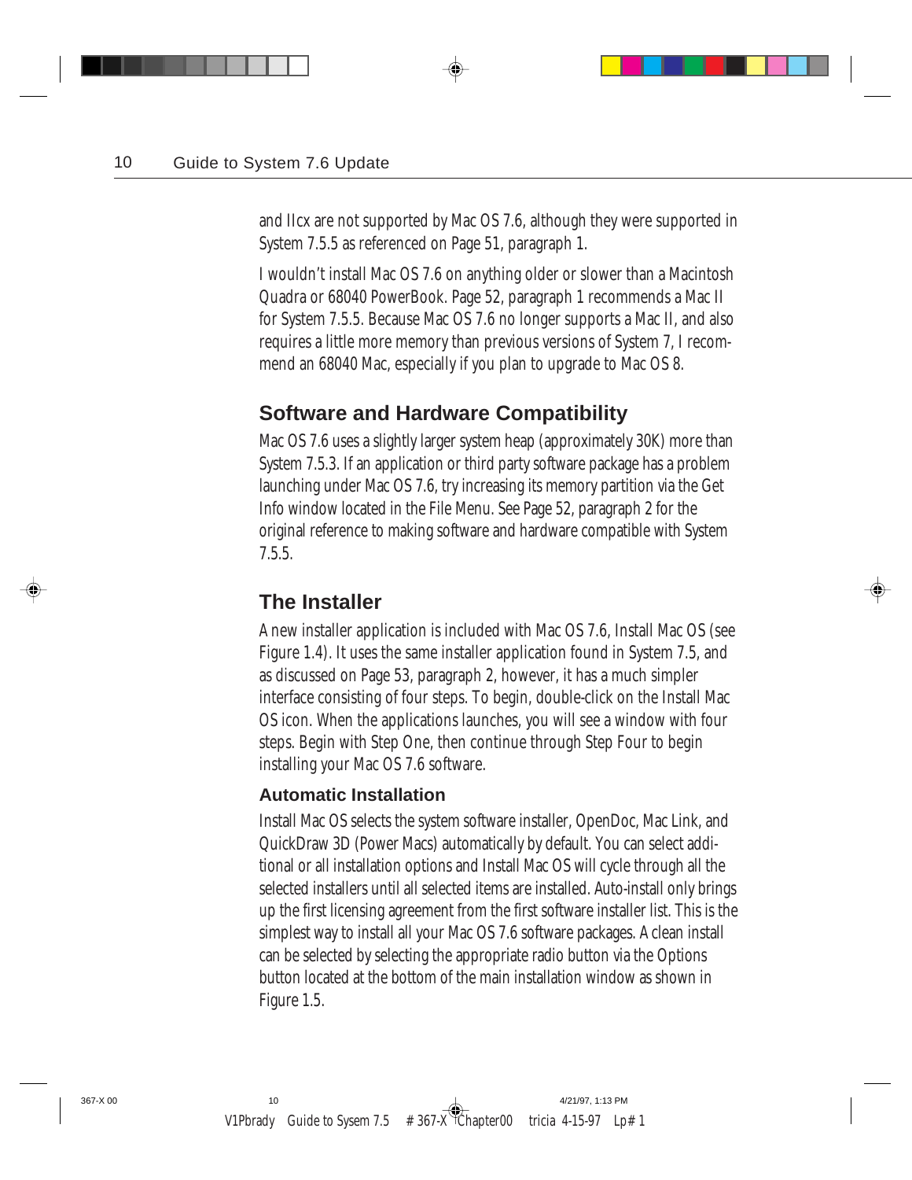and IIcx are not supported by Mac OS 7.6, although they were supported in System 7.5.5 as referenced on Page 51, paragraph 1.

I wouldn't install Mac OS 7.6 on anything older or slower than a Macintosh Quadra or 68040 PowerBook. Page 52, paragraph 1 recommends a Mac II for System 7.5.5. Because Mac OS 7.6 no longer supports a Mac II, and also requires a little more memory than previous versions of System 7, I recommend an 68040 Mac, especially if you plan to upgrade to Mac OS 8.

## Software and Hardware Compatibility

Mac OS 7.6 uses a slightly larger system heap (approximately 30K) more than System 7.5.3. If an application or third party software package has a problem launching under Mac OS 7.6, try increasing its memory partition via the Get Info window located in the File Menu. See Page 52, paragraph 2 for the original reference to making software and hardware compatible with System 7.5.5.

## The Installer

A new installer application is included with Mac OS 7.6, Install Mac OS (see Figure 1.4). It uses the same installer application found in System 7.5, and as discussed on Page 53, paragraph 2, however, it has a much simpler interface consisting of four steps. To begin, double-click on the Install Mac OS icon. When the applications launches, you will see a window with four steps. Begin with Step One, then continue through Step Four to begin installing your Mac OS 7.6 software.

### Automatic Installation

Install Mac OS selects the system software installer, OpenDoc, Mac Link, and QuickDraw 3D (Power Macs) automatically by default. You can select additional or all installation options and Install Mac OS will cycle through all the selected installers until all selected items are installed. Auto-install only brings up the first licensing agreement from the first software installer list. This is the simplest way to install all your Mac OS 7.6 software packages. A clean install can be selected by selecting the appropriate radio button via the Options button located at the bottom of the main installation window as shown in Figure 1.5.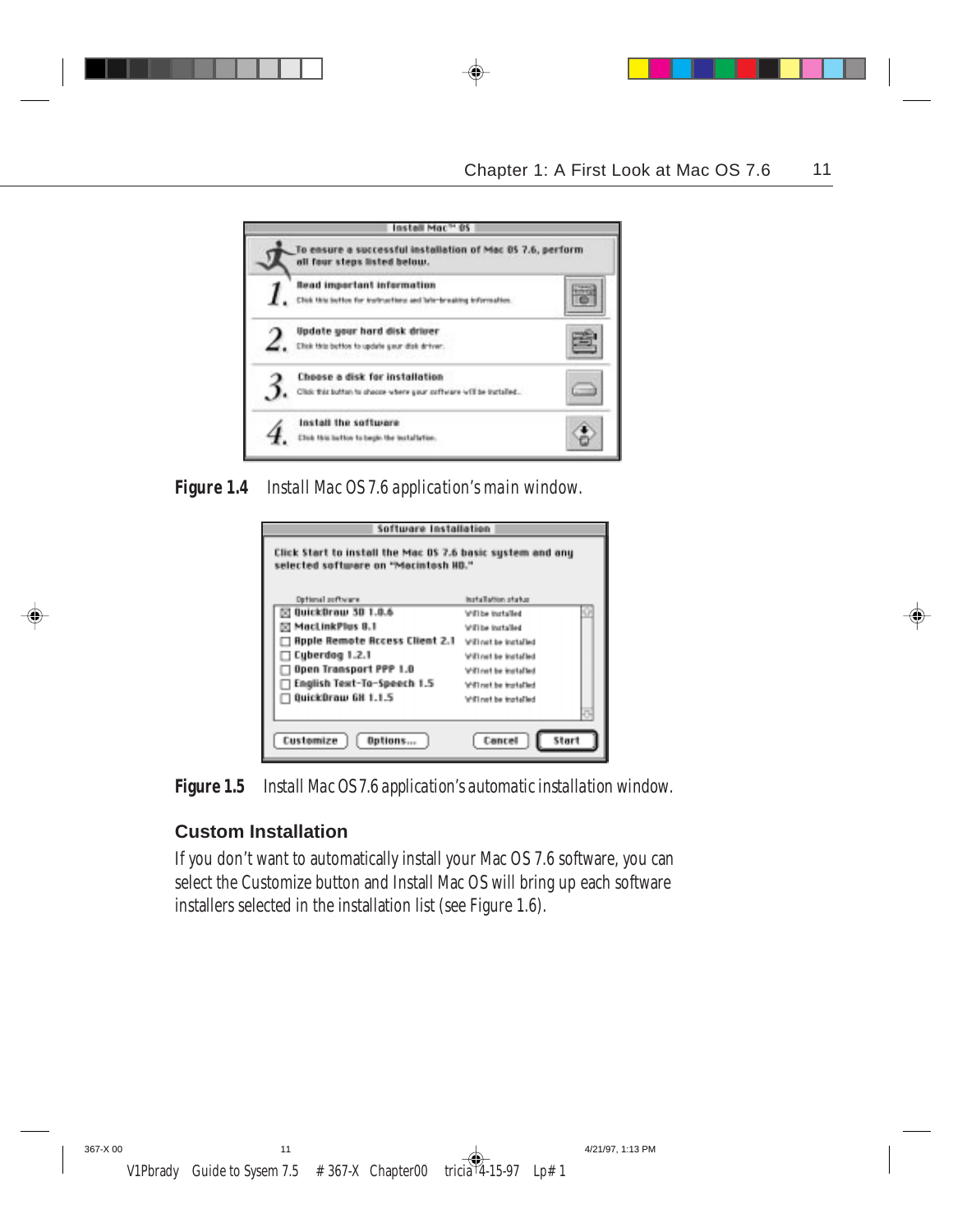**Figure 1.4** Install Mac OS 7.6 application's main window.

**Figure 1.5** Install Mac OS 7.6 application's automatic installation window.

### Custom Installation

If you don't want to automatically install your Mac OS 7.6 software, you can select the Customize button and Install Mac OS will bring up each software installers selected in the installation list (see Figure 1.6).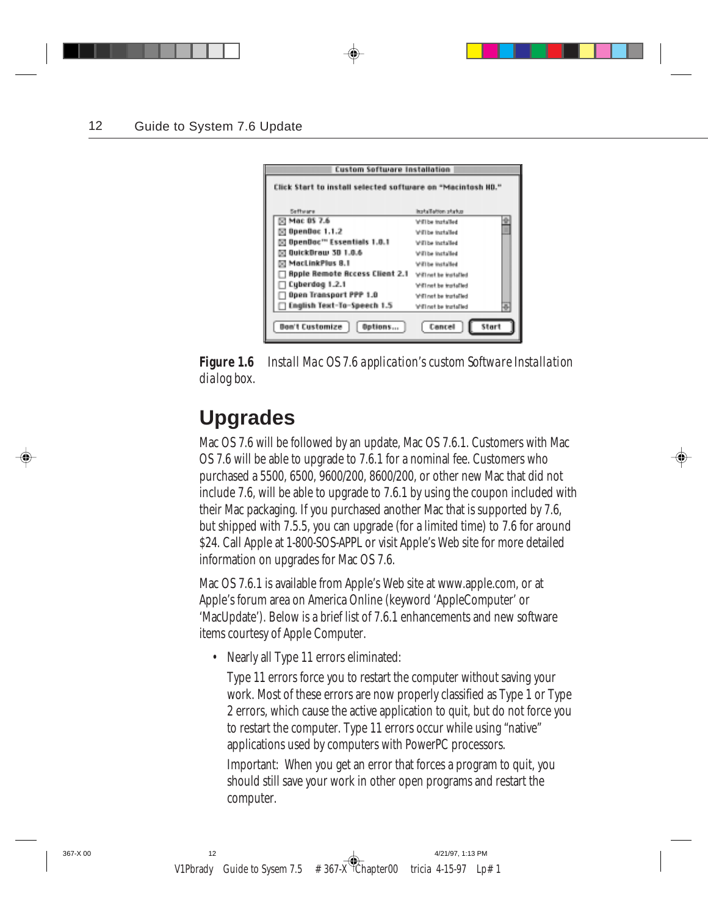Custom Software Installation

Click Start to install selected software on "Macintosh HD."

| Software | Installation status |
| --- | --- |
| ☒ Mac OS 7.6 | Will be installed |
| ☒ OpenDoc 1.1.2 | Will be installed |
| ☒ OpenDoc™ Essentials 1.0.1 | Will be installed |
| ☒ QuickDraw 3D 1.0.6 | Will be installed |
| ☒ MacLinkPlus 8.1 | Will be installed |
| ☐ Apple Remote Access Client 2.1 | Will not be installed |
| ☐ Cyberdog 1.2.1 | Will not be installed |
| ☐ Open Transport PPP 1.0 | Will not be installed |
| ☐ English Text-To-Speech 1.5 | Will not be installed |

Don't Customize | Options... | Cancel | Start

***Figure 1.6*** *Install Mac OS 7.6 application's custom Software Installation dialog* box.

## Upgrades

Mac OS 7.6 will be followed by an update, Mac OS 7.6.1. Customers with Mac OS 7.6 will be able to upgrade to 7.6.1 for a nominal fee. Customers who purchased a 5500, 6500, 9600/200, 8600/200, or other new Mac that did not include 7.6, will be able to upgrade to 7.6.1 by using the coupon included with their Mac packaging. If you purchased another Mac that is supported by 7.6, but shipped with 7.5.5, you can upgrade (for a limited time) to 7.6 for around $24. Call Apple at 1-800-SOS-APPL or visit Apple's Web site for more detailed information on upgrades for Mac OS 7.6.

Mac OS 7.6.1 is available from Apple's Web site at www.apple.com, or at Apple's forum area on America Online (keyword 'AppleComputer' or 'MacUpdate'). Below is a brief list of 7.6.1 enhancements and new software items courtesy of Apple Computer.

- Nearly all Type 11 errors eliminated:

  Type 11 errors force you to restart the computer without saving your work. Most of these errors are now properly classified as Type 1 or Type 2 errors, which cause the active application to quit, but do not force you to restart the computer. Type 11 errors occur while using "native" applications used by computers with PowerPC processors.

  Important: When you get an error that forces a program to quit, you should still save your work in other open programs and restart the computer.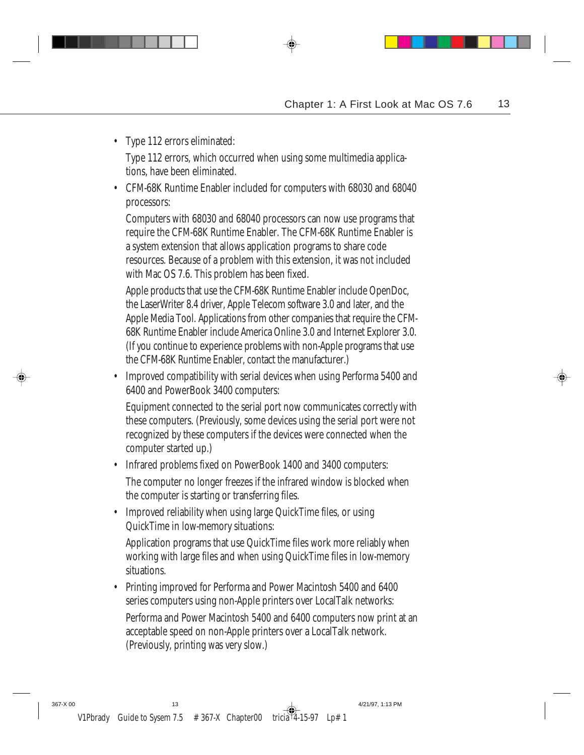- Type 112 errors eliminated:

  Type 112 errors, which occurred when using some multimedia applications, have been eliminated.

- CFM-68K Runtime Enabler included for computers with 68030 and 68040 processors:

  Computers with 68030 and 68040 processors can now use programs that require the CFM-68K Runtime Enabler. The CFM-68K Runtime Enabler is a system extension that allows application programs to share code resources. Because of a problem with this extension, it was not included with Mac OS 7.6. This problem has been fixed.

  Apple products that use the CFM-68K Runtime Enabler include OpenDoc, the LaserWriter 8.4 driver, Apple Telecom software 3.0 and later, and the Apple Media Tool. Applications from other companies that require the CFM-68K Runtime Enabler include America Online 3.0 and Internet Explorer 3.0. (If you continue to experience problems with non-Apple programs that use the CFM-68K Runtime Enabler, contact the manufacturer.)

- Improved compatibility with serial devices when using Performa 5400 and 6400 and PowerBook 3400 computers:

  Equipment connected to the serial port now communicates correctly with these computers. (Previously, some devices using the serial port were not recognized by these computers if the devices were connected when the computer started up.)

- Infrared problems fixed on PowerBook 1400 and 3400 computers:

  The computer no longer freezes if the infrared window is blocked when the computer is starting or transferring files.

- Improved reliability when using large QuickTime files, or using QuickTime in low-memory situations:

  Application programs that use QuickTime files work more reliably when working with large files and when using QuickTime files in low-memory situations.

- Printing improved for Performa and Power Macintosh 5400 and 6400 series computers using non-Apple printers over LocalTalk networks:

  Performa and Power Macintosh 5400 and 6400 computers now print at an acceptable speed on non-Apple printers over a LocalTalk network. (Previously, printing was very slow.)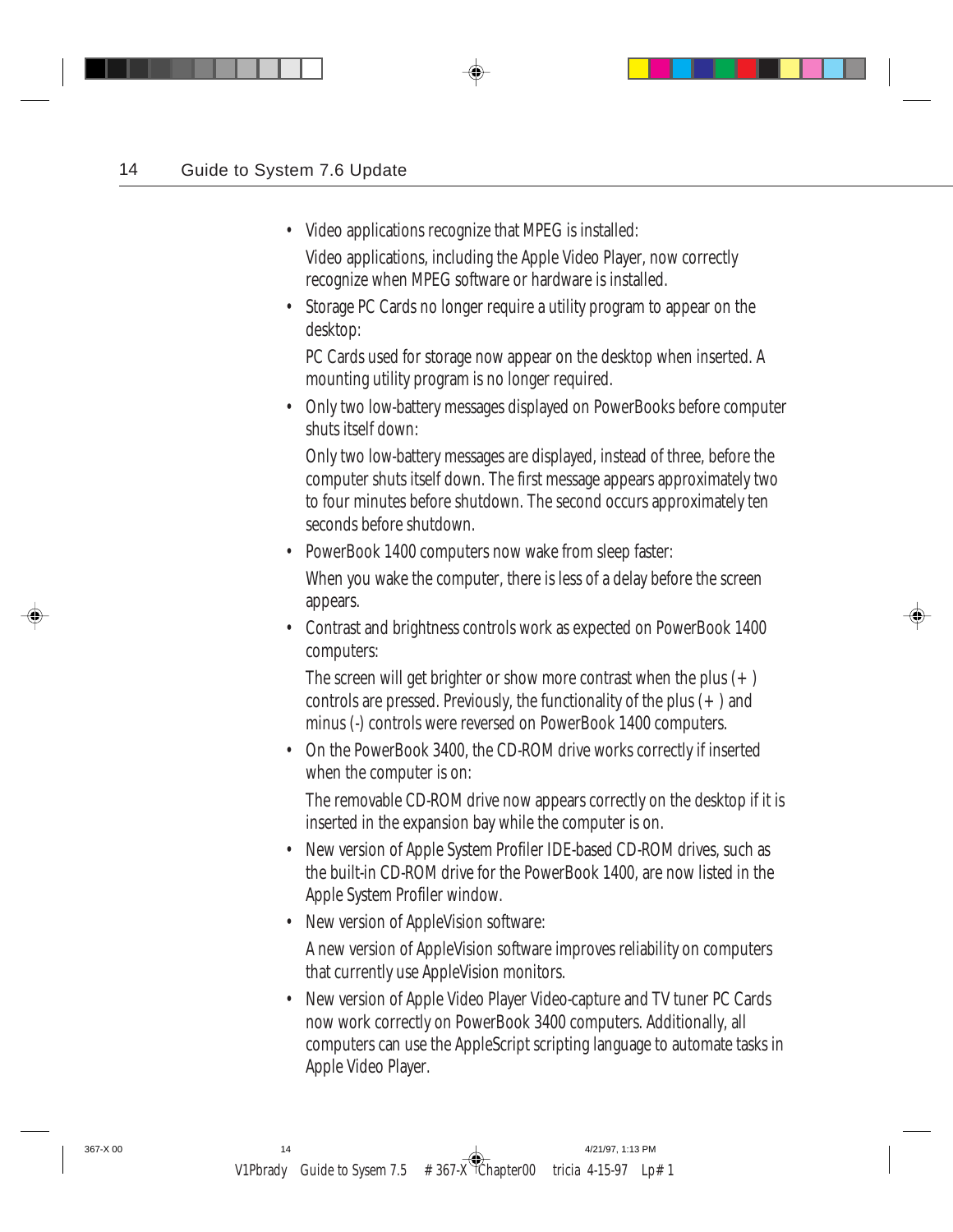- Video applications recognize that MPEG is installed:

  Video applications, including the Apple Video Player, now correctly recognize when MPEG software or hardware is installed.

- Storage PC Cards no longer require a utility program to appear on the desktop:

  PC Cards used for storage now appear on the desktop when inserted. A mounting utility program is no longer required.

- Only two low-battery messages displayed on PowerBooks before computer shuts itself down:

  Only two low-battery messages are displayed, instead of three, before the computer shuts itself down. The first message appears approximately two to four minutes before shutdown. The second occurs approximately ten seconds before shutdown.

- PowerBook 1400 computers now wake from sleep faster:

  When you wake the computer, there is less of a delay before the screen appears.

- Contrast and brightness controls work as expected on PowerBook 1400 computers:

  The screen will get brighter or show more contrast when the plus (+ ) controls are pressed. Previously, the functionality of the plus (+ ) and minus (-) controls were reversed on PowerBook 1400 computers.

- On the PowerBook 3400, the CD-ROM drive works correctly if inserted when the computer is on:

  The removable CD-ROM drive now appears correctly on the desktop if it is inserted in the expansion bay while the computer is on.

- New version of Apple System Profiler IDE-based CD-ROM drives, such as the built-in CD-ROM drive for the PowerBook 1400, are now listed in the Apple System Profiler window.

- New version of AppleVision software:

  A new version of AppleVision software improves reliability on computers that currently use AppleVision monitors.

- New version of Apple Video Player Video-capture and TV tuner PC Cards now work correctly on PowerBook 3400 computers. Additionally, all computers can use the AppleScript scripting language to automate tasks in Apple Video Player.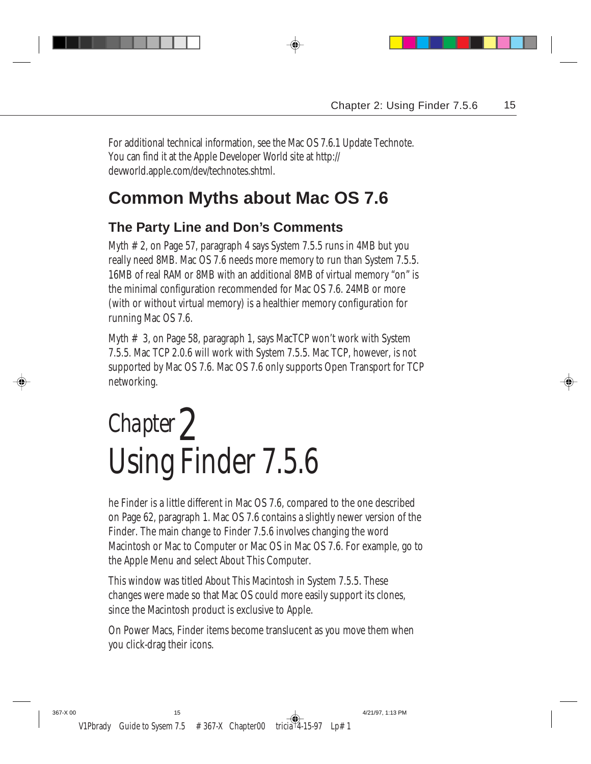For additional technical information, see the Mac OS 7.6.1 Update Technote. You can find it at the Apple Developer World site at http://devworld.apple.com/dev/technotes.shtml.

## Common Myths about Mac OS 7.6

### The Party Line and Don's Comments

Myth # 2, on Page 57, paragraph 4 says System 7.5.5 runs in 4MB but you really need 8MB. Mac OS 7.6 needs more memory to run than System 7.5.5. 16MB of real RAM or 8MB with an additional 8MB of virtual memory "on" is the minimal configuration recommended for Mac OS 7.6. 24MB or more (with or without virtual memory) is a healthier memory configuration for running Mac OS 7.6.

Myth # 3, on Page 58, paragraph 1, says MacTCP won't work with System 7.5.5. Mac TCP 2.0.6 will work with System 7.5.5. Mac TCP, however, is not supported by Mac OS 7.6. Mac OS 7.6 only supports Open Transport for TCP networking.

# Chapter 2 Using Finder 7.5.6

he Finder is a little different in Mac OS 7.6, compared to the one described on Page 62, paragraph 1. Mac OS 7.6 contains a slightly newer version of the Finder. The main change to Finder 7.5.6 involves changing the word Macintosh or Mac to Computer or Mac OS in Mac OS 7.6. For example, go to the Apple Menu and select About This Computer.

This window was titled About This Macintosh in System 7.5.5. These changes were made so that Mac OS could more easily support its clones, since the Macintosh product is exclusive to Apple.

On Power Macs, Finder items become translucent as you move them when you click-drag their icons.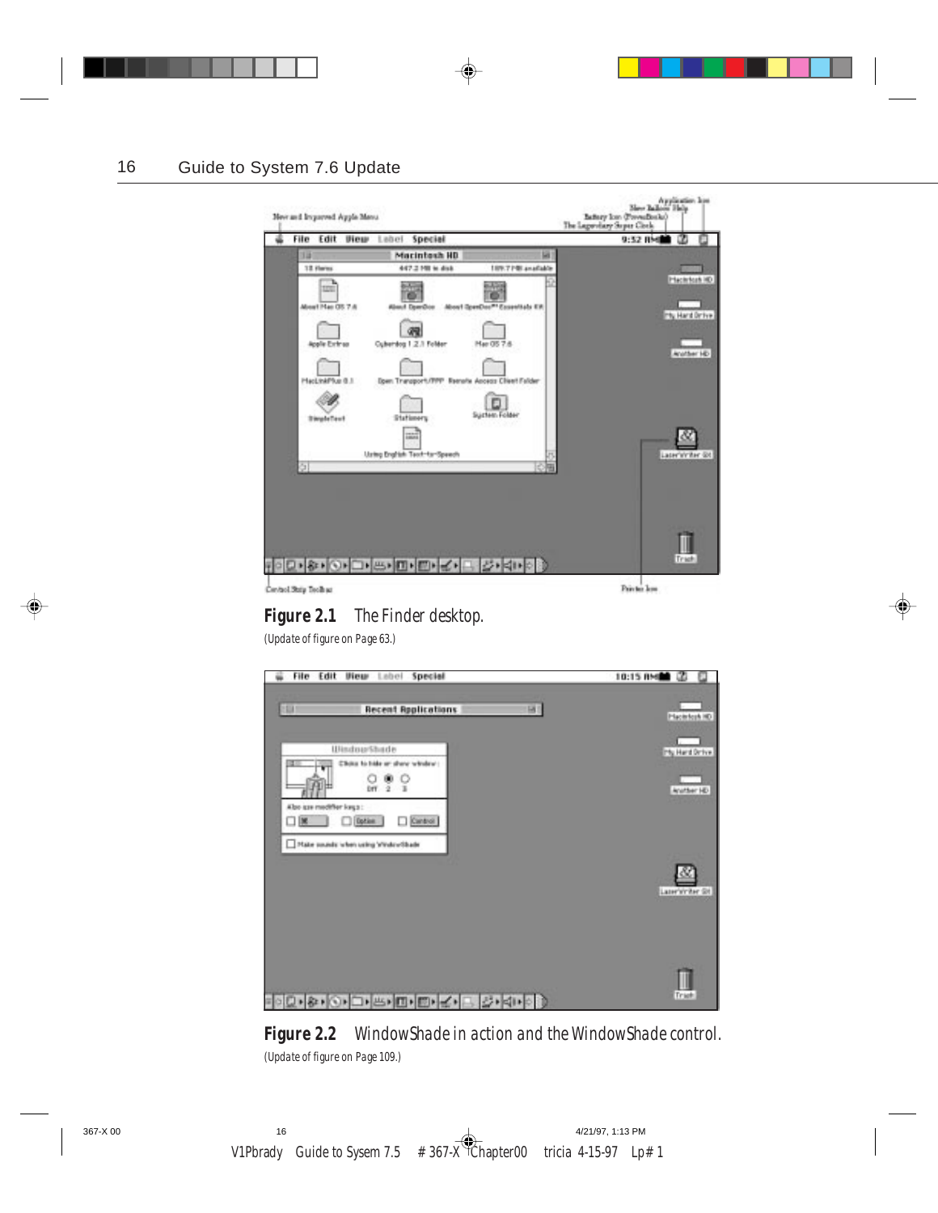Figure 2.1 The Finder desktop.

(Update of figure on Page 63.)

Figure 2.2 WindowShade in action and the WindowShade control.

(Update of figure on Page 109.)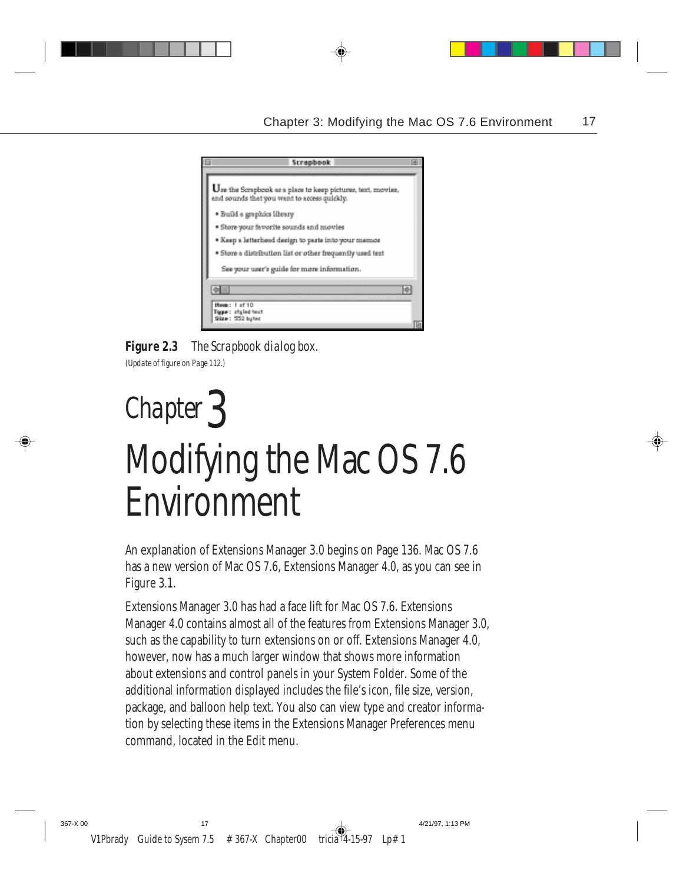**Figure 2.3** *The Scrapbook dialog box.*

*(Update of figure on Page 112.)*

# Chapter 3

# Modifying the Mac OS 7.6 Environment

An explanation of Extensions Manager 3.0 begins on Page 136. Mac OS 7.6 has a new version of Mac OS 7.6, Extensions Manager 4.0, as you can see in Figure 3.1.

Extensions Manager 3.0 has had a face lift for Mac OS 7.6. Extensions Manager 4.0 contains almost all of the features from Extensions Manager 3.0, such as the capability to turn extensions on or off. Extensions Manager 4.0, however, now has a much larger window that shows more information about extensions and control panels in your System Folder. Some of the additional information displayed includes the file's icon, file size, version, package, and balloon help text. You also can view type and creator information by selecting these items in the Extensions Manager Preferences menu command, located in the Edit menu.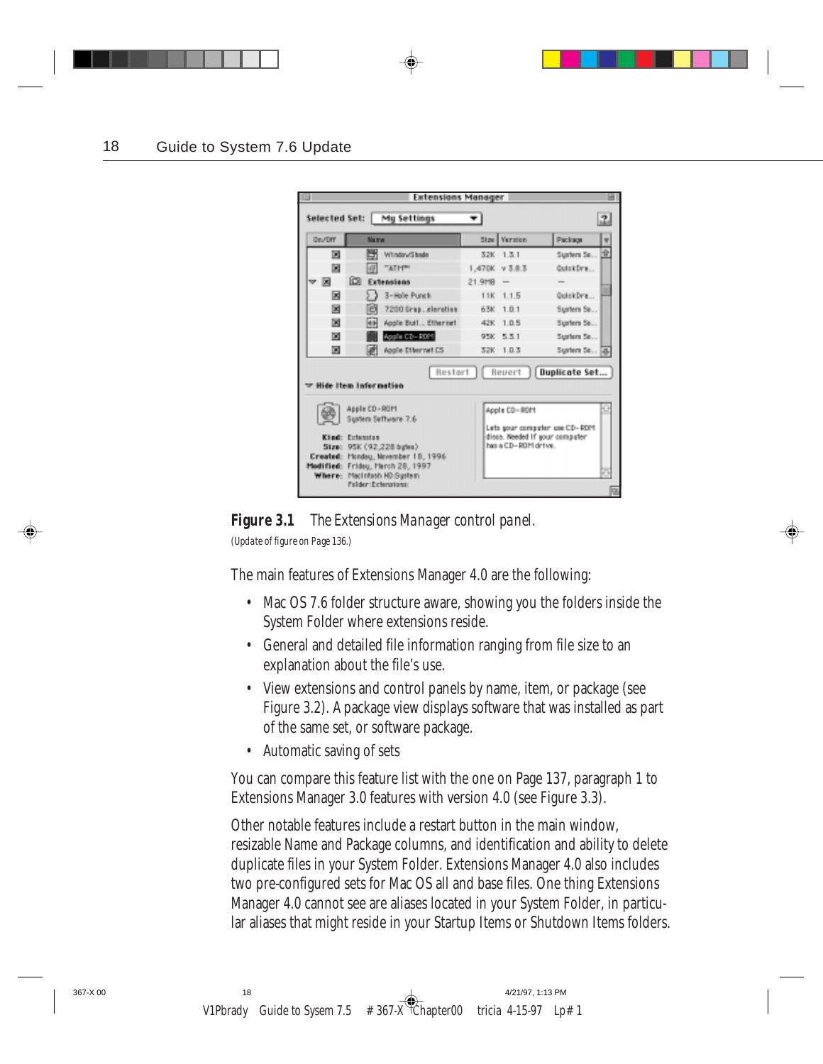**Figure 3.1** The Extensions Manager control panel.

(Update of figure on Page 136.)

The main features of Extensions Manager 4.0 are the following:

- Mac OS 7.6 folder structure aware, showing you the folders inside the System Folder where extensions reside.
- General and detailed file information ranging from file size to an explanation about the file's use.
- View extensions and control panels by name, item, or package (see Figure 3.2). A package view displays software that was installed as part of the same set, or software package.
- Automatic saving of sets

You can compare this feature list with the one on Page 137, paragraph 1 to Extensions Manager 3.0 features with version 4.0 (see Figure 3.3).

Other notable features include a restart button in the main window, resizable Name and Package columns, and identification and ability to delete duplicate files in your System Folder. Extensions Manager 4.0 also includes two pre-configured sets for Mac OS all and base files. One thing Extensions Manager 4.0 cannot see are aliases located in your System Folder, in particular aliases that might reside in your Startup Items or Shutdown Items folders.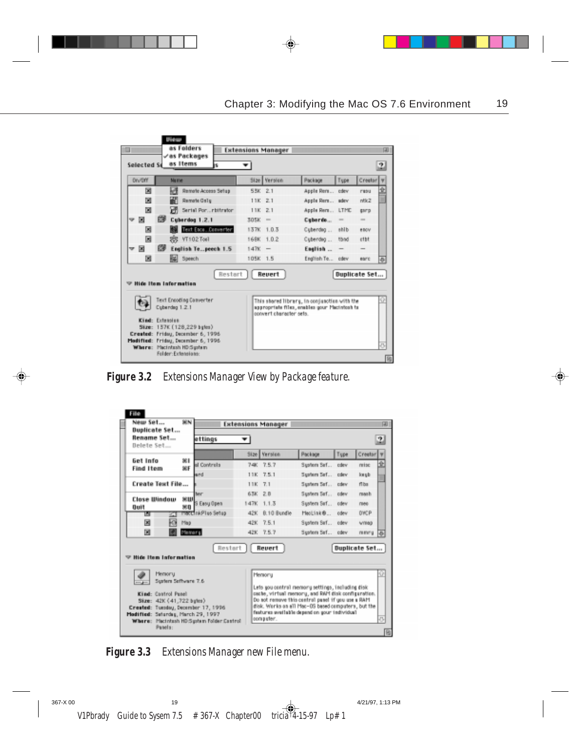**Figure 3.2** Extensions Manager View by Package feature.

**Figure 3.3** Extensions Manager new File menu.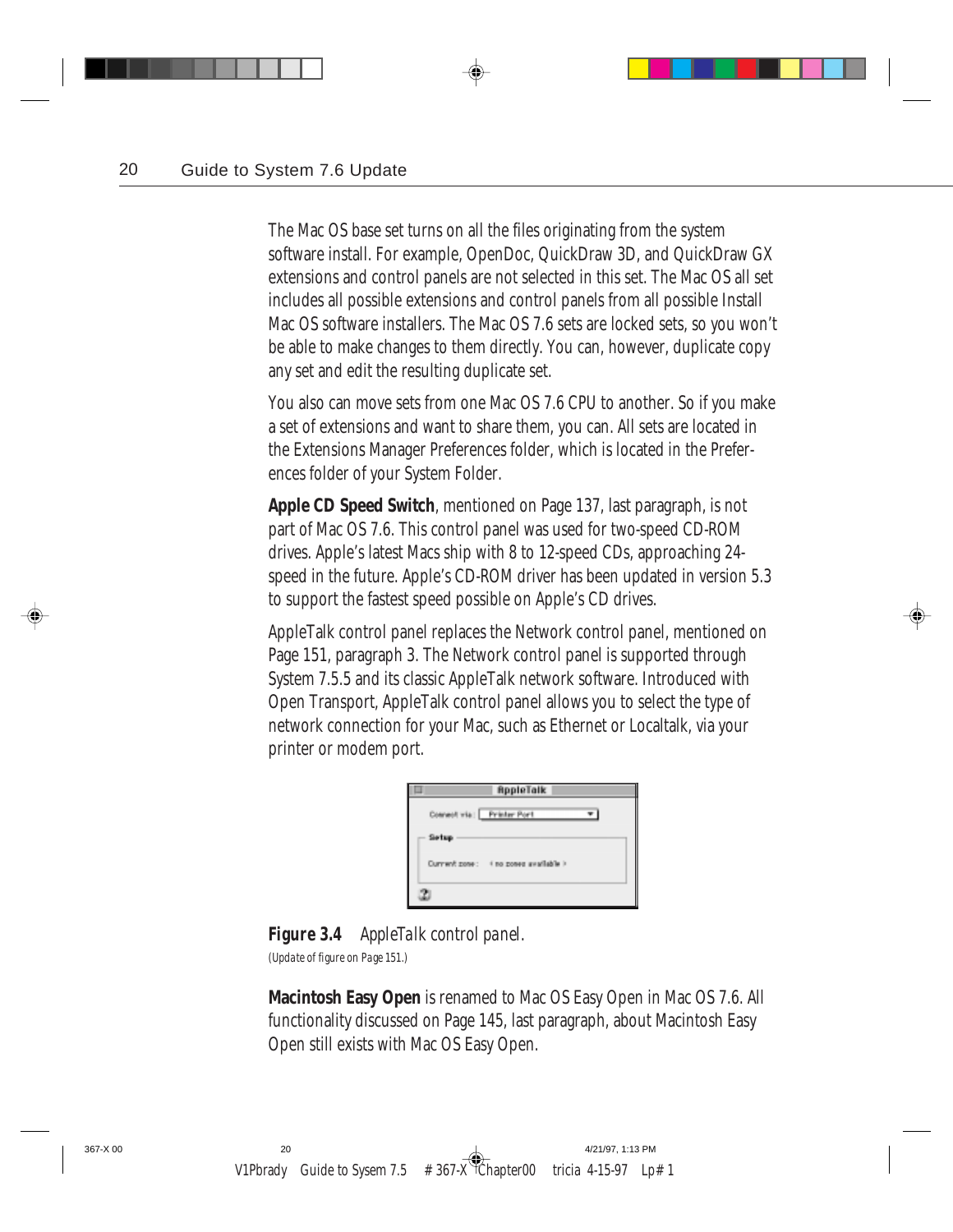The Mac OS base set turns on all the files originating from the system software install. For example, OpenDoc, QuickDraw 3D, and QuickDraw GX extensions and control panels are not selected in this set. The Mac OS all set includes all possible extensions and control panels from all possible Install Mac OS software installers. The Mac OS 7.6 sets are locked sets, so you won't be able to make changes to them directly. You can, however, duplicate copy any set and edit the resulting duplicate set.

You also can move sets from one Mac OS 7.6 CPU to another. So if you make a set of extensions and want to share them, you can. All sets are located in the Extensions Manager Preferences folder, which is located in the Preferences folder of your System Folder.

**Apple CD Speed Switch**, mentioned on Page 137, last paragraph, is not part of Mac OS 7.6. This control panel was used for two-speed CD-ROM drives. Apple's latest Macs ship with 8 to 12-speed CDs, approaching 24-speed in the future. Apple's CD-ROM driver has been updated in version 5.3 to support the fastest speed possible on Apple's CD drives.

AppleTalk control panel replaces the Network control panel, mentioned on Page 151, paragraph 3. The Network control panel is supported through System 7.5.5 and its classic AppleTalk network software. Introduced with Open Transport, AppleTalk control panel allows you to select the type of network connection for your Mac, such as Ethernet or Localtalk, via your printer or modem port.

**Figure 3.4** *AppleTalk control panel.*

*(Update of figure on Page 151.)*

**Macintosh Easy Open** is renamed to Mac OS Easy Open in Mac OS 7.6. All functionality discussed on Page 145, last paragraph, about Macintosh Easy Open still exists with Mac OS Easy Open.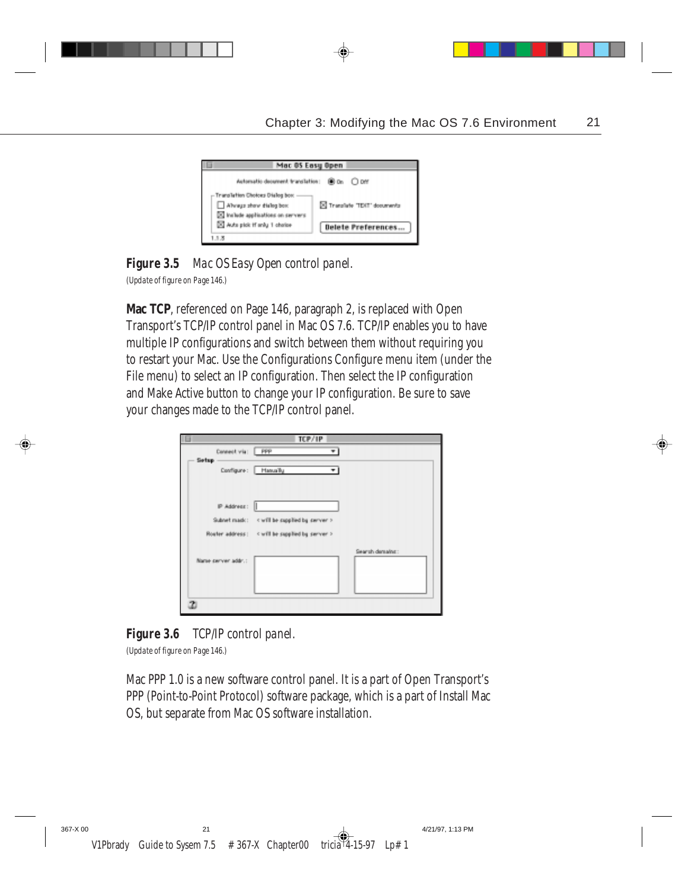**Figure 3.5** *Mac OS Easy Open control panel.*

*(Update of figure on Page 146.)*

**Mac TCP**, referenced on Page 146, paragraph 2, is replaced with Open Transport's TCP/IP control panel in Mac OS 7.6. TCP/IP enables you to have multiple IP configurations and switch between them without requiring you to restart your Mac. Use the Configurations Configure menu item (under the File menu) to select an IP configuration. Then select the IP configuration and Make Active button to change your IP configuration. Be sure to save your changes made to the TCP/IP control panel.

**Figure 3.6** *TCP/IP control panel.*

*(Update of figure on Page 146.)*

Mac PPP 1.0 is a new software control panel. It is a part of Open Transport's PPP (Point-to-Point Protocol) software package, which is a part of Install Mac OS, but separate from Mac OS software installation.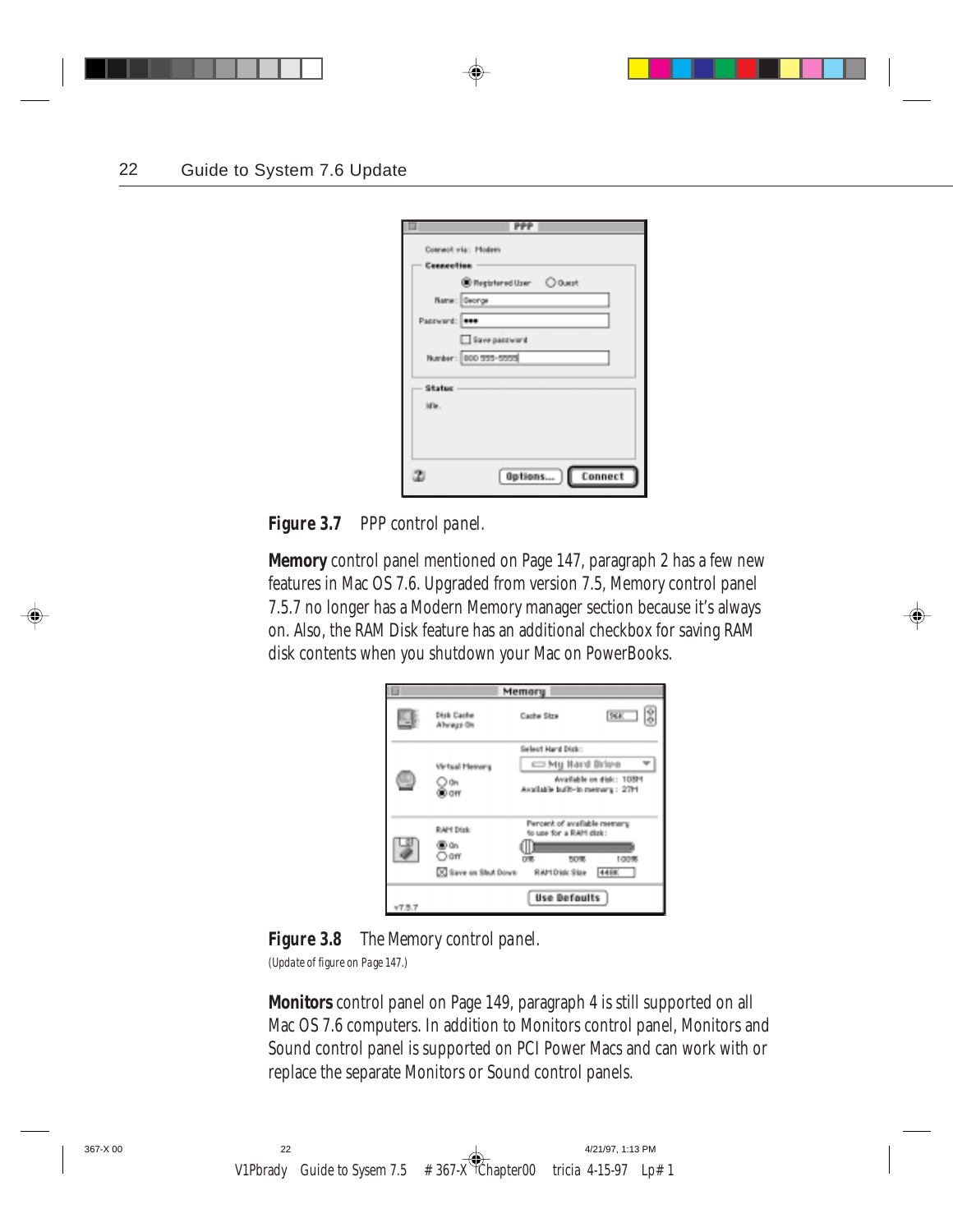**Figure 3.7** *PPP control panel.*

**Memory** control panel mentioned on Page 147, paragraph 2 has a few new features in Mac OS 7.6. Upgraded from version 7.5, Memory control panel 7.5.7 no longer has a Modern Memory manager section because it's always on. Also, the RAM Disk feature has an additional checkbox for saving RAM disk contents when you shutdown your Mac on PowerBooks.

**Figure 3.8** *The Memory control panel.*

*(Update of figure on Page 147.)*

**Monitors** control panel on Page 149, paragraph 4 is still supported on all Mac OS 7.6 computers. In addition to Monitors control panel, Monitors and Sound control panel is supported on PCI Power Macs and can work with or replace the separate Monitors or Sound control panels.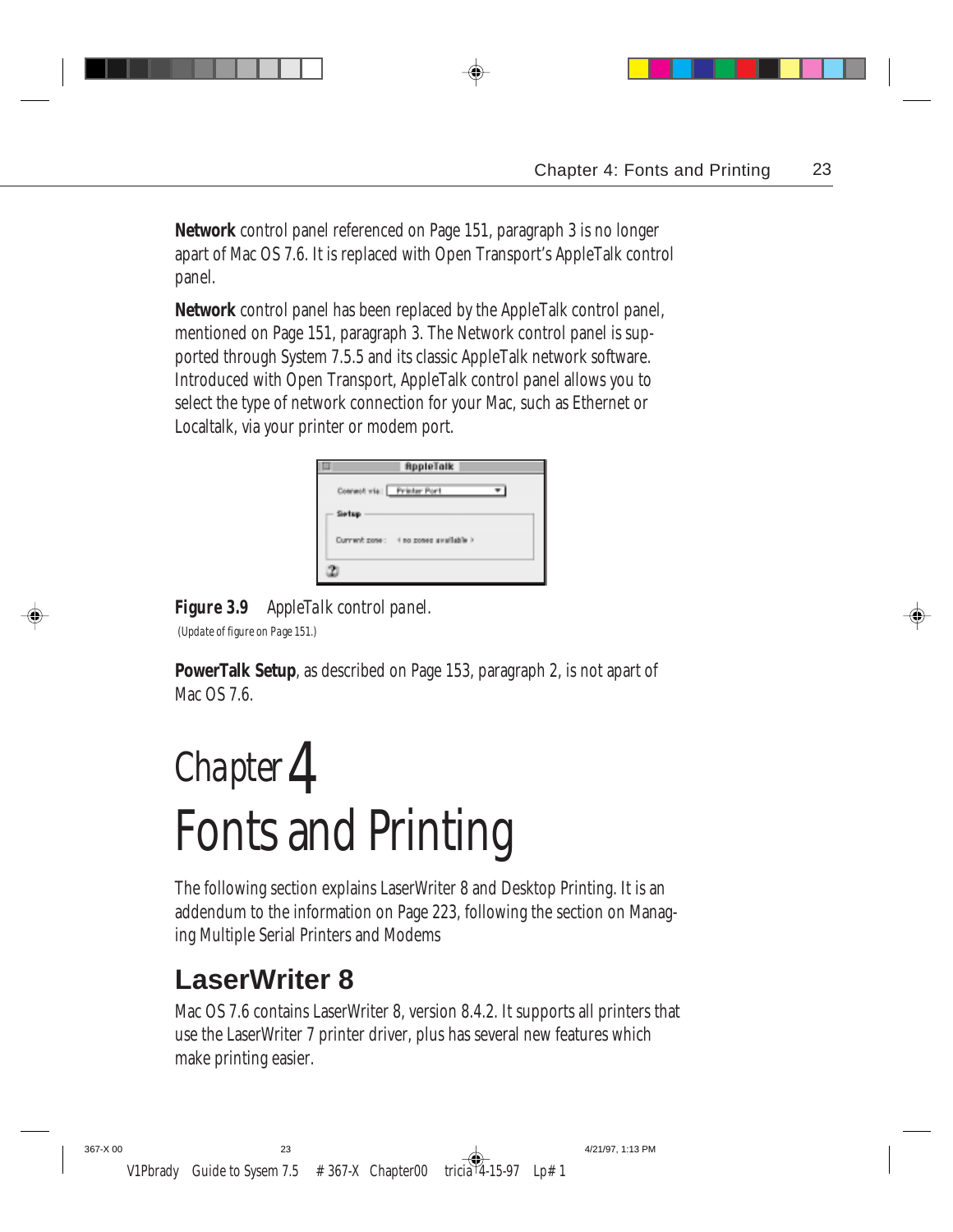**Network** control panel referenced on Page 151, paragraph 3 is no longer apart of Mac OS 7.6. It is replaced with Open Transport's AppleTalk control panel.

**Network** control panel has been replaced by the AppleTalk control panel, mentioned on Page 151, paragraph 3. The Network control panel is supported through System 7.5.5 and its classic AppleTalk network software. Introduced with Open Transport, AppleTalk control panel allows you to select the type of network connection for your Mac, such as Ethernet or Localtalk, via your printer or modem port.

***Figure 3.9*** *AppleTalk control panel.*
(Update of figure on Page 151.)

**PowerTalk Setup**, as described on Page 153, paragraph 2, is not apart of Mac OS 7.6.

# Chapter 4 Fonts and Printing

The following section explains LaserWriter 8 and Desktop Printing. It is an addendum to the information on Page 223, following the section on Managing Multiple Serial Printers and Modems

## LaserWriter 8

Mac OS 7.6 contains LaserWriter 8, version 8.4.2. It supports all printers that use the LaserWriter 7 printer driver, plus has several new features which make printing easier.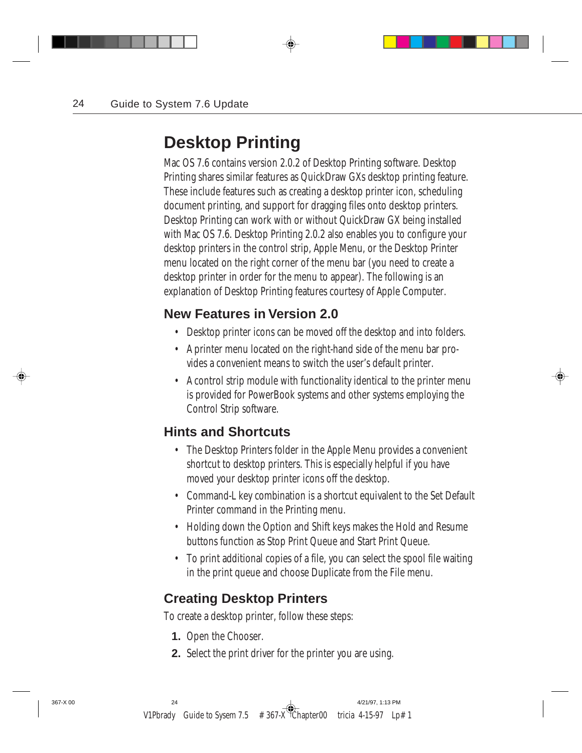# Desktop Printing

Mac OS 7.6 contains version 2.0.2 of Desktop Printing software. Desktop Printing shares similar features as QuickDraw GXs desktop printing feature. These include features such as creating a desktop printer icon, scheduling document printing, and support for dragging files onto desktop printers. Desktop Printing can work with or without QuickDraw GX being installed with Mac OS 7.6. Desktop Printing 2.0.2 also enables you to configure your desktop printers in the control strip, Apple Menu, or the Desktop Printer menu located on the right corner of the menu bar (you need to create a desktop printer in order for the menu to appear). The following is an explanation of Desktop Printing features courtesy of Apple Computer.

## New Features in Version 2.0

- Desktop printer icons can be moved off the desktop and into folders.
- A printer menu located on the right-hand side of the menu bar provides a convenient means to switch the user's default printer.
- A control strip module with functionality identical to the printer menu is provided for PowerBook systems and other systems employing the Control Strip software.

## Hints and Shortcuts

- The Desktop Printers folder in the Apple Menu provides a convenient shortcut to desktop printers. This is especially helpful if you have moved your desktop printer icons off the desktop.
- Command-L key combination is a shortcut equivalent to the Set Default Printer command in the Printing menu.
- Holding down the Option and Shift keys makes the Hold and Resume buttons function as Stop Print Queue and Start Print Queue.
- To print additional copies of a file, you can select the spool file waiting in the print queue and choose Duplicate from the File menu.

## Creating Desktop Printers

To create a desktop printer, follow these steps:

1. Open the Chooser.
2. Select the print driver for the printer you are using.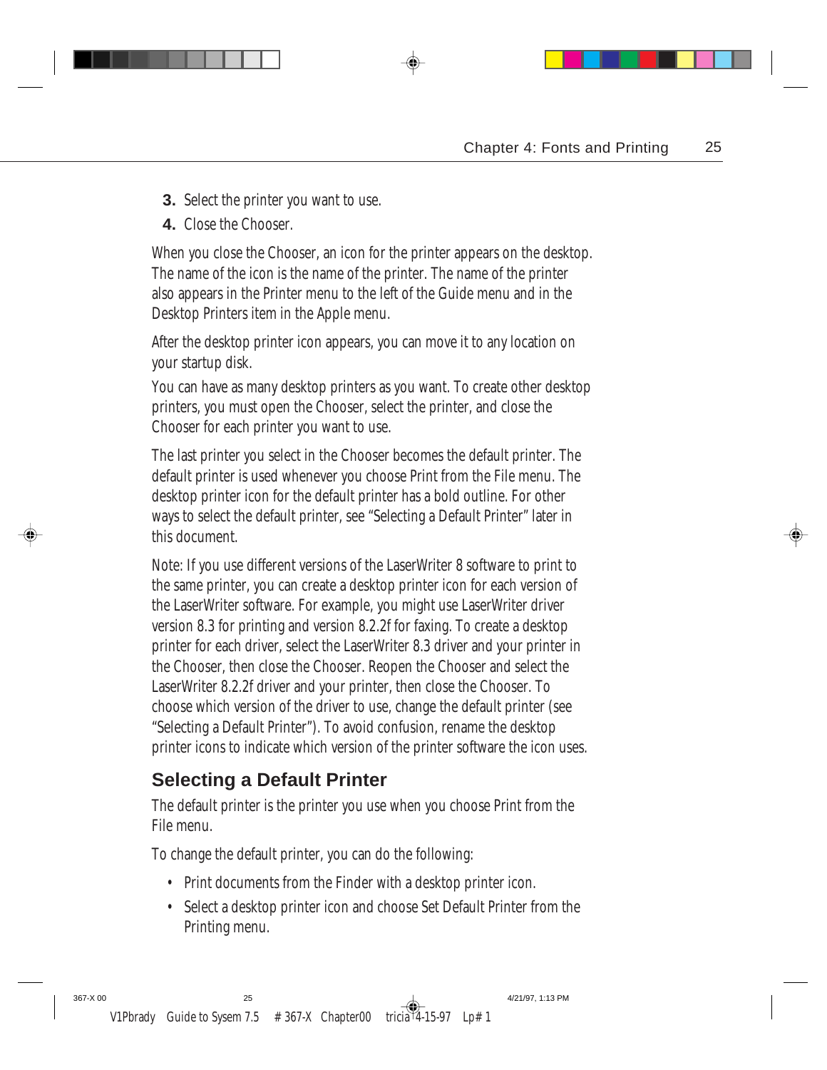3. Select the printer you want to use.
4. Close the Chooser.

When you close the Chooser, an icon for the printer appears on the desktop. The name of the icon is the name of the printer. The name of the printer also appears in the Printer menu to the left of the Guide menu and in the Desktop Printers item in the Apple menu.

After the desktop printer icon appears, you can move it to any location on your startup disk.

You can have as many desktop printers as you want. To create other desktop printers, you must open the Chooser, select the printer, and close the Chooser for each printer you want to use.

The last printer you select in the Chooser becomes the default printer. The default printer is used whenever you choose Print from the File menu. The desktop printer icon for the default printer has a bold outline. For other ways to select the default printer, see “Selecting a Default Printer” later in this document.

Note: If you use different versions of the LaserWriter 8 software to print to the same printer, you can create a desktop printer icon for each version of the LaserWriter software. For example, you might use LaserWriter driver version 8.3 for printing and version 8.2.2f for faxing. To create a desktop printer for each driver, select the LaserWriter 8.3 driver and your printer in the Chooser, then close the Chooser. Reopen the Chooser and select the LaserWriter 8.2.2f driver and your printer, then close the Chooser. To choose which version of the driver to use, change the default printer (see “Selecting a Default Printer”). To avoid confusion, rename the desktop printer icons to indicate which version of the printer software the icon uses.

## Selecting a Default Printer

The default printer is the printer you use when you choose Print from the File menu.

To change the default printer, you can do the following:

- Print documents from the Finder with a desktop printer icon.
- Select a desktop printer icon and choose Set Default Printer from the Printing menu.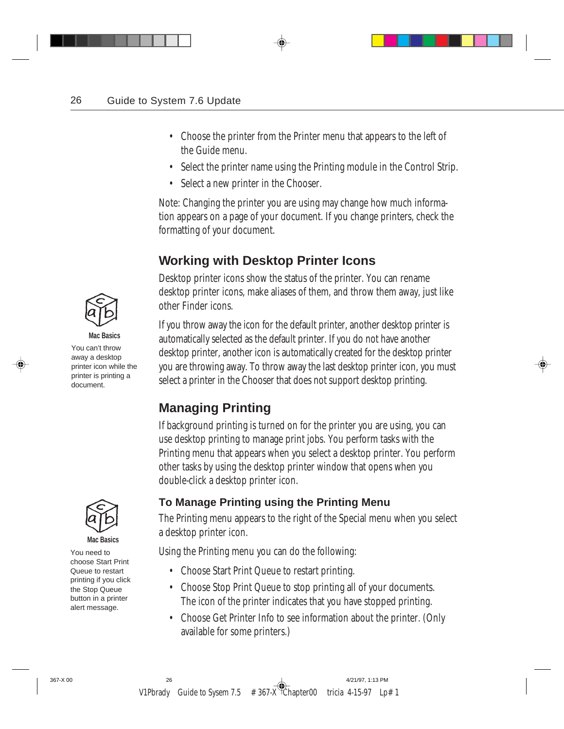- Choose the printer from the Printer menu that appears to the left of the Guide menu.
- Select the printer name using the Printing module in the Control Strip.
- Select a new printer in the Chooser.

Note: Changing the printer you are using may change how much information appears on a page of your document. If you change printers, check the formatting of your document.

## Working with Desktop Printer Icons

Desktop printer icons show the status of the printer. You can rename desktop printer icons, make aliases of them, and throw them away, just like other Finder icons.

**Mac Basics**

You can't throw away a desktop printer icon while the printer is printing a document.

If you throw away the icon for the default printer, another desktop printer is automatically selected as the default printer. If you do not have another desktop printer, another icon is automatically created for the desktop printer you are throwing away. To throw away the last desktop printer icon, you must select a printer in the Chooser that does not support desktop printing.

## Managing Printing

If background printing is turned on for the printer you are using, you can use desktop printing to manage print jobs. You perform tasks with the Printing menu that appears when you select a desktop printer. You perform other tasks by using the desktop printer window that opens when you double-click a desktop printer icon.

### To Manage Printing using the Printing Menu

**Mac Basics**

You need to choose Start Print Queue to restart printing if you click the Stop Queue button in a printer alert message.

The Printing menu appears to the right of the Special menu when you select a desktop printer icon.

Using the Printing menu you can do the following:

- Choose Start Print Queue to restart printing.
- Choose Stop Print Queue to stop printing all of your documents. The icon of the printer indicates that you have stopped printing.
- Choose Get Printer Info to see information about the printer. (Only available for some printers.)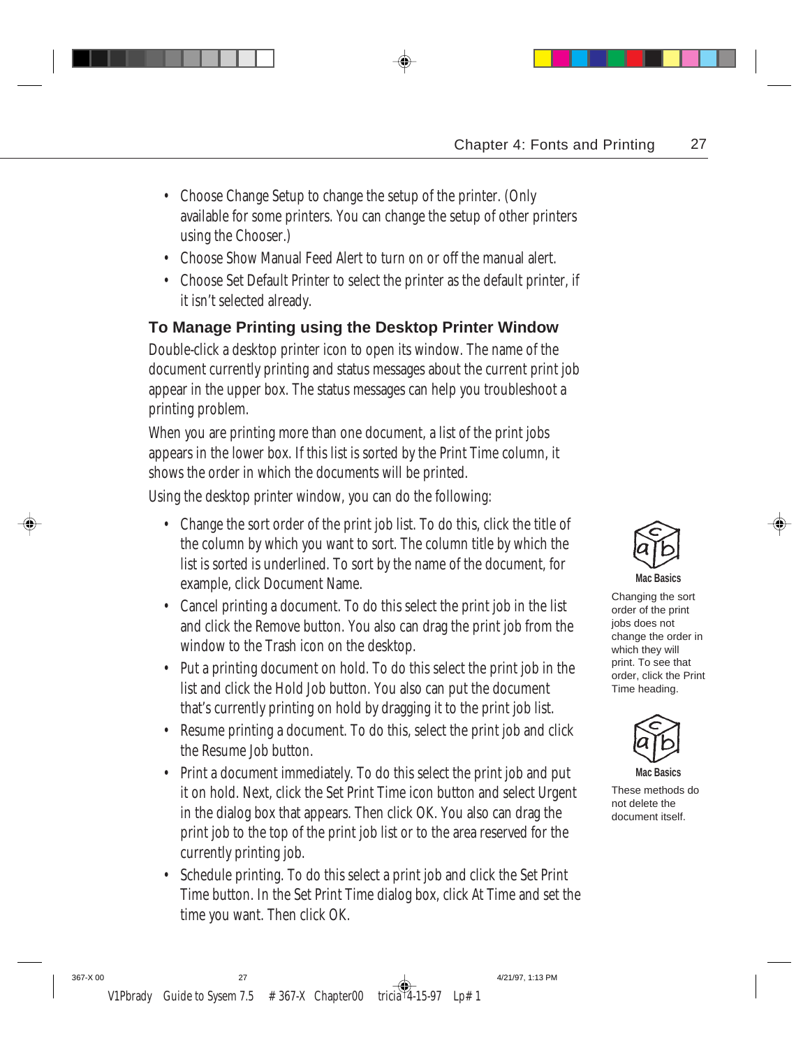- Choose Change Setup to change the setup of the printer. (Only available for some printers. You can change the setup of other printers using the Chooser.)
- Choose Show Manual Feed Alert to turn on or off the manual alert.
- Choose Set Default Printer to select the printer as the default printer, if it isn't selected already.

### To Manage Printing using the Desktop Printer Window

Double-click a desktop printer icon to open its window. The name of the document currently printing and status messages about the current print job appear in the upper box. The status messages can help you troubleshoot a printing problem.

When you are printing more than one document, a list of the print jobs appears in the lower box. If this list is sorted by the Print Time column, it shows the order in which the documents will be printed.

Using the desktop printer window, you can do the following:

- Change the sort order of the print job list. To do this, click the title of the column by which you want to sort. The column title by which the list is sorted is underlined. To sort by the name of the document, for example, click Document Name.
- Cancel printing a document. To do this select the print job in the list and click the Remove button. You also can drag the print job from the window to the Trash icon on the desktop.
- Put a printing document on hold. To do this select the print job in the list and click the Hold Job button. You also can put the document that's currently printing on hold by dragging it to the print job list.
- Resume printing a document. To do this, select the print job and click the Resume Job button.
- Print a document immediately. To do this select the print job and put it on hold. Next, click the Set Print Time icon button and select Urgent in the dialog box that appears. Then click OK. You also can drag the print job to the top of the print job list or to the area reserved for the currently printing job.
- Schedule printing. To do this select a print job and click the Set Print Time button. In the Set Print Time dialog box, click At Time and set the time you want. Then click OK.

**Mac Basics**

Changing the sort order of the print jobs does not change the order in which they will print. To see that order, click the Print Time heading.

**Mac Basics**

These methods do not delete the document itself.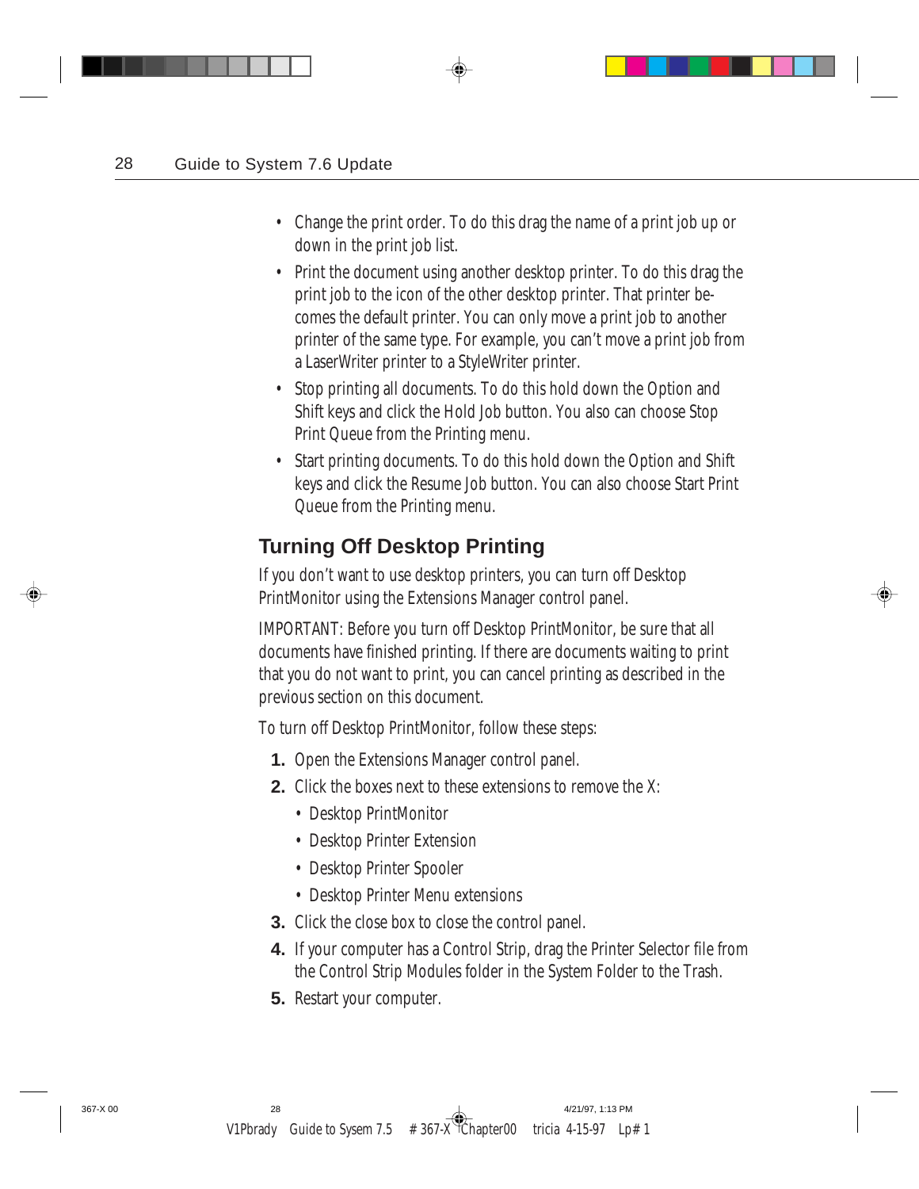- Change the print order. To do this drag the name of a print job up or down in the print job list.
- Print the document using another desktop printer. To do this drag the print job to the icon of the other desktop printer. That printer becomes the default printer. You can only move a print job to another printer of the same type. For example, you can't move a print job from a LaserWriter printer to a StyleWriter printer.
- Stop printing all documents. To do this hold down the Option and Shift keys and click the Hold Job button. You also can choose Stop Print Queue from the Printing menu.
- Start printing documents. To do this hold down the Option and Shift keys and click the Resume Job button. You can also choose Start Print Queue from the Printing menu.

## Turning Off Desktop Printing

If you don't want to use desktop printers, you can turn off Desktop PrintMonitor using the Extensions Manager control panel.

IMPORTANT: Before you turn off Desktop PrintMonitor, be sure that all documents have finished printing. If there are documents waiting to print that you do not want to print, you can cancel printing as described in the previous section on this document.

To turn off Desktop PrintMonitor, follow these steps:

1. Open the Extensions Manager control panel.
2. Click the boxes next to these extensions to remove the X:
   - Desktop PrintMonitor
   - Desktop Printer Extension
   - Desktop Printer Spooler
   - Desktop Printer Menu extensions
3. Click the close box to close the control panel.
4. If your computer has a Control Strip, drag the Printer Selector file from the Control Strip Modules folder in the System Folder to the Trash.
5. Restart your computer.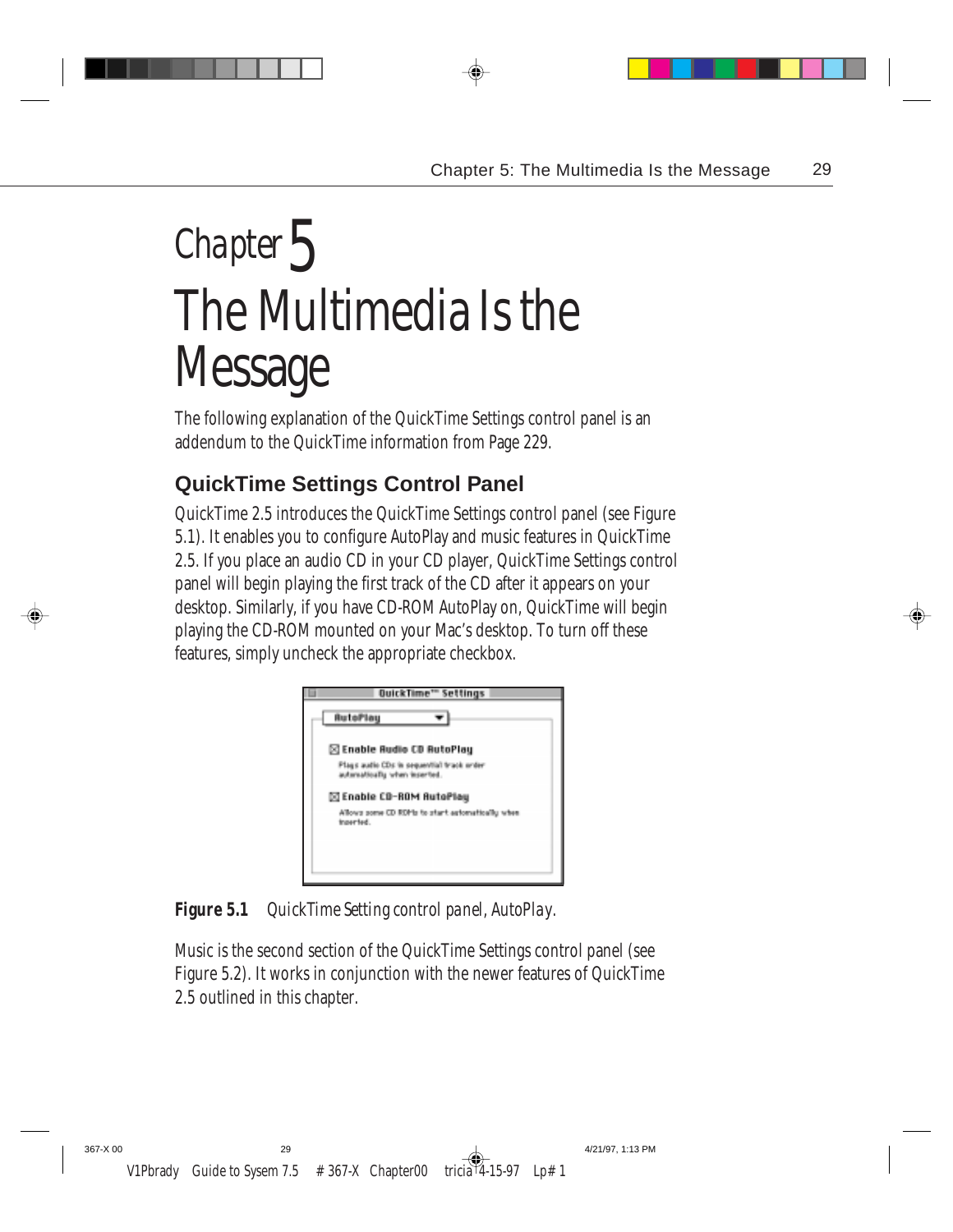# Chapter 5
# The Multimedia Is the Message

The following explanation of the QuickTime Settings control panel is an addendum to the QuickTime information from Page 229.

## QuickTime Settings Control Panel

QuickTime 2.5 introduces the QuickTime Settings control panel (see Figure 5.1). It enables you to configure AutoPlay and music features in QuickTime 2.5. If you place an audio CD in your CD player, QuickTime Settings control panel will begin playing the first track of the CD after it appears on your desktop. Similarly, if you have CD-ROM AutoPlay on, QuickTime will begin playing the CD-ROM mounted on your Mac's desktop. To turn off these features, simply uncheck the appropriate checkbox.

**Figure 5.1** *QuickTime Setting control panel, AutoPlay.*

Music is the second section of the QuickTime Settings control panel (see Figure 5.2). It works in conjunction with the newer features of QuickTime 2.5 outlined in this chapter.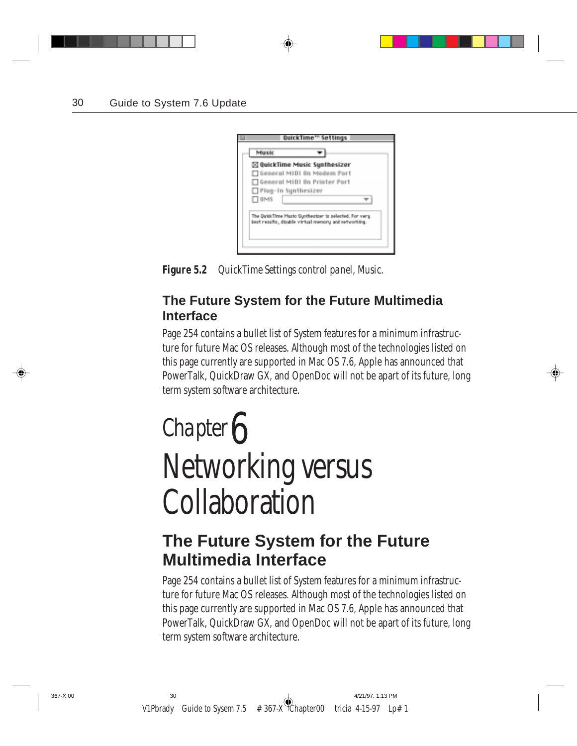Figure 5.2 *QuickTime Settings control panel, Music.*

### The Future System for the Future Multimedia Interface

Page 254 contains a bullet list of System features for a minimum infrastructure for future Mac OS releases. Although most of the technologies listed on this page currently are supported in Mac OS 7.6, Apple has announced that PowerTalk, QuickDraw GX, and OpenDoc will not be apart of its future, long term system software architecture.

# Chapter 6 Networking versus Collaboration

## The Future System for the Future Multimedia Interface

Page 254 contains a bullet list of System features for a minimum infrastructure for future Mac OS releases. Although most of the technologies listed on this page currently are supported in Mac OS 7.6, Apple has announced that PowerTalk, QuickDraw GX, and OpenDoc will not be apart of its future, long term system software architecture.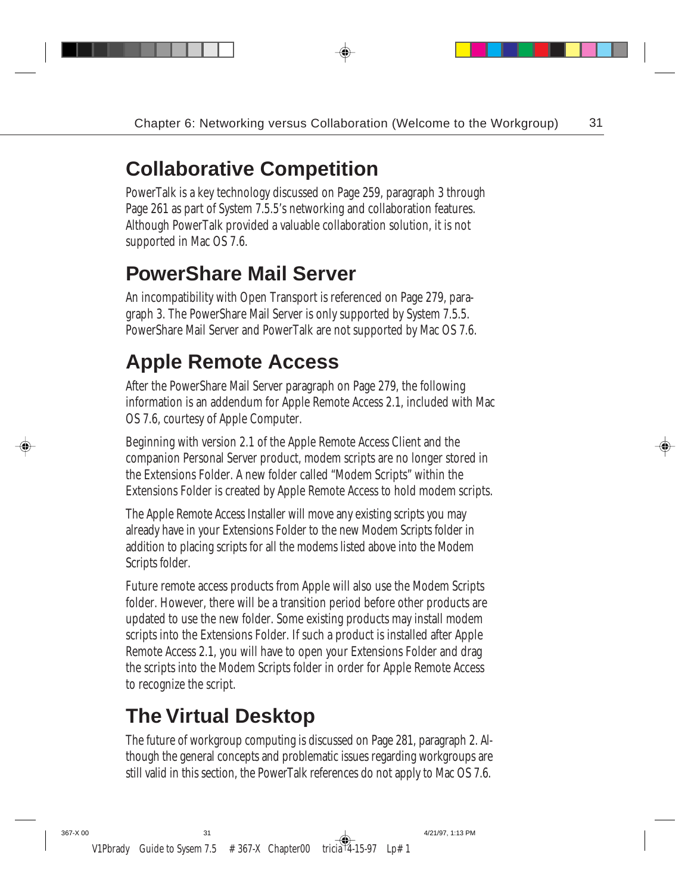## Collaborative Competition

PowerTalk is a key technology discussed on Page 259, paragraph 3 through Page 261 as part of System 7.5.5's networking and collaboration features. Although PowerTalk provided a valuable collaboration solution, it is not supported in Mac OS 7.6.

## PowerShare Mail Server

An incompatibility with Open Transport is referenced on Page 279, paragraph 3. The PowerShare Mail Server is only supported by System 7.5.5. PowerShare Mail Server and PowerTalk are not supported by Mac OS 7.6.

## Apple Remote Access

After the PowerShare Mail Server paragraph on Page 279, the following information is an addendum for Apple Remote Access 2.1, included with Mac OS 7.6, courtesy of Apple Computer.

Beginning with version 2.1 of the Apple Remote Access Client and the companion Personal Server product, modem scripts are no longer stored in the Extensions Folder. A new folder called "Modem Scripts" within the Extensions Folder is created by Apple Remote Access to hold modem scripts.

The Apple Remote Access Installer will move any existing scripts you may already have in your Extensions Folder to the new Modem Scripts folder in addition to placing scripts for all the modems listed above into the Modem Scripts folder.

Future remote access products from Apple will also use the Modem Scripts folder. However, there will be a transition period before other products are updated to use the new folder. Some existing products may install modem scripts into the Extensions Folder. If such a product is installed after Apple Remote Access 2.1, you will have to open your Extensions Folder and drag the scripts into the Modem Scripts folder in order for Apple Remote Access to recognize the script.

## The Virtual Desktop

The future of workgroup computing is discussed on Page 281, paragraph 2. Although the general concepts and problematic issues regarding workgroups are still valid in this section, the PowerTalk references do not apply to Mac OS 7.6.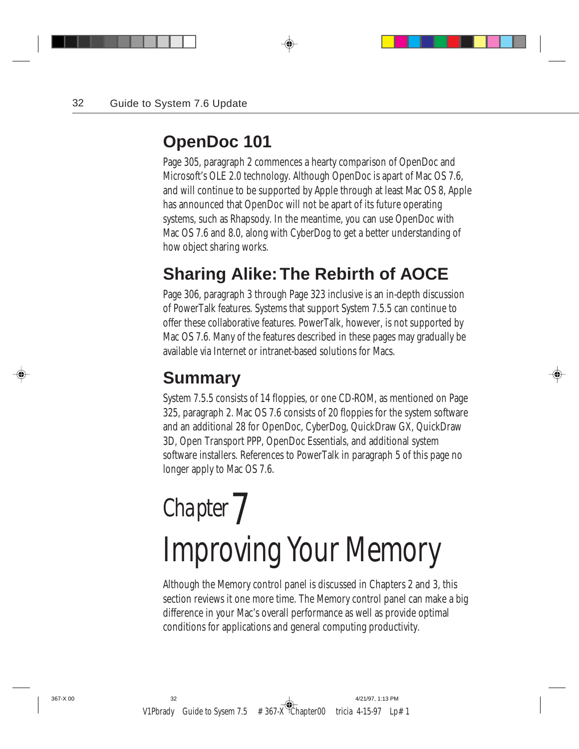## OpenDoc 101

Page 305, paragraph 2 commences a hearty comparison of OpenDoc and Microsoft's OLE 2.0 technology. Although OpenDoc is apart of Mac OS 7.6, and will continue to be supported by Apple through at least Mac OS 8, Apple has announced that OpenDoc will not be apart of its future operating systems, such as Rhapsody. In the meantime, you can use OpenDoc with Mac OS 7.6 and 8.0, along with CyberDog to get a better understanding of how object sharing works.

## Sharing Alike: The Rebirth of AOCE

Page 306, paragraph 3 through Page 323 inclusive is an in-depth discussion of PowerTalk features. Systems that support System 7.5.5 can continue to offer these collaborative features. PowerTalk, however, is not supported by Mac OS 7.6. Many of the features described in these pages may gradually be available via Internet or intranet-based solutions for Macs.

## Summary

System 7.5.5 consists of 14 floppies, or one CD-ROM, as mentioned on Page 325, paragraph 2. Mac OS 7.6 consists of 20 floppies for the system software and an additional 28 for OpenDoc, CyberDog, QuickDraw GX, QuickDraw 3D, Open Transport PPP, OpenDoc Essentials, and additional system software installers. References to PowerTalk in paragraph 5 of this page no longer apply to Mac OS 7.6.

# Chapter 7
# Improving Your Memory

Although the Memory control panel is discussed in Chapters 2 and 3, this section reviews it one more time. The Memory control panel can make a big difference in your Mac's overall performance as well as provide optimal conditions for applications and general computing productivity.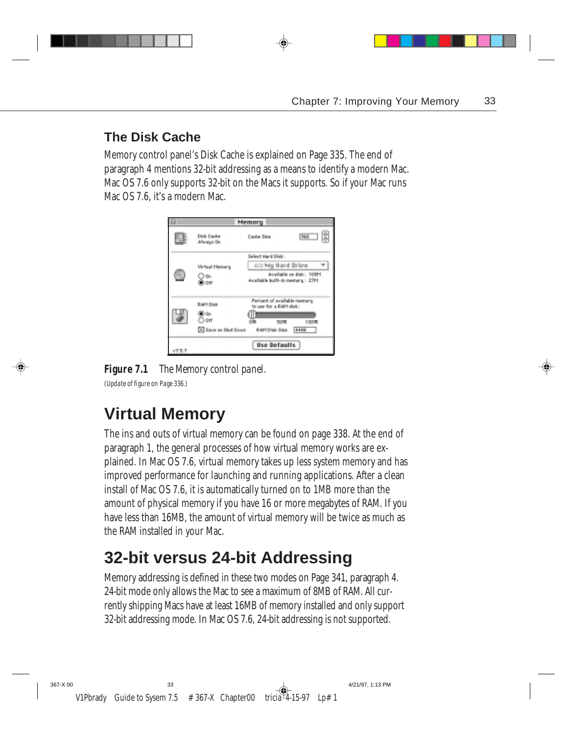## The Disk Cache

Memory control panel's Disk Cache is explained on Page 335. The end of paragraph 4 mentions 32-bit addressing as a means to identify a modern Mac. Mac OS 7.6 only supports 32-bit on the Macs it supports. So if your Mac runs Mac OS 7.6, it's a modern Mac.

**Figure 7.1** The Memory control panel.

*(Update of figure on Page 336.)*

# Virtual Memory

The ins and outs of virtual memory can be found on page 338. At the end of paragraph 1, the general processes of how virtual memory works are explained. In Mac OS 7.6, virtual memory takes up less system memory and has improved performance for launching and running applications. After a clean install of Mac OS 7.6, it is automatically turned on to 1MB more than the amount of physical memory if you have 16 or more megabytes of RAM. If you have less than 16MB, the amount of virtual memory will be twice as much as the RAM installed in your Mac.

# 32-bit versus 24-bit Addressing

Memory addressing is defined in these two modes on Page 341, paragraph 4. 24-bit mode only allows the Mac to see a maximum of 8MB of RAM. All currently shipping Macs have at least 16MB of memory installed and only support 32-bit addressing mode. In Mac OS 7.6, 24-bit addressing is not supported.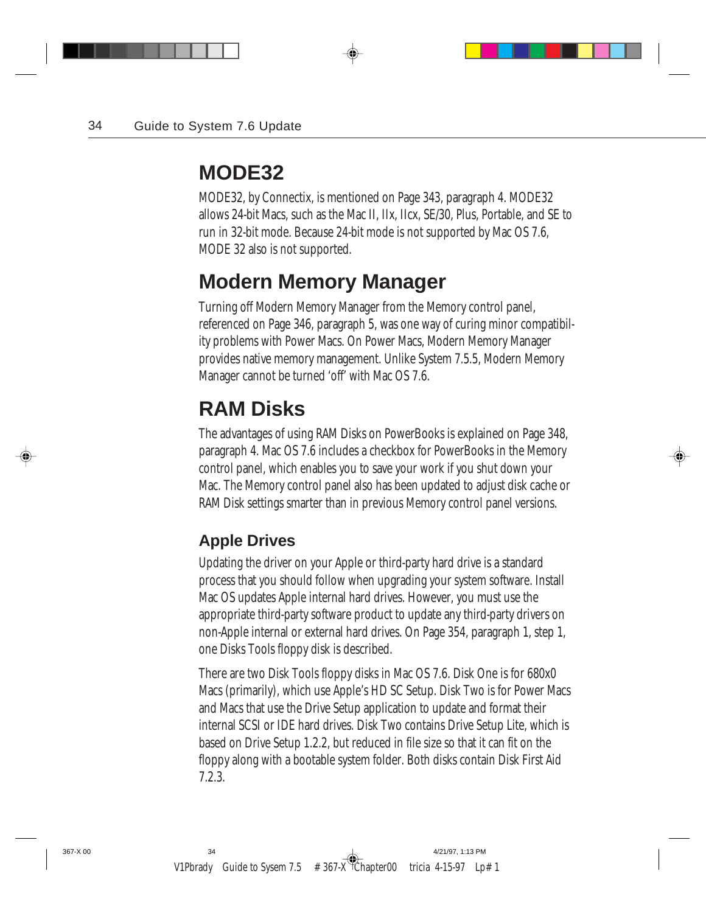## MODE32

MODE32, by Connectix, is mentioned on Page 343, paragraph 4. MODE32 allows 24-bit Macs, such as the Mac II, IIx, IIcx, SE/30, Plus, Portable, and SE to run in 32-bit mode. Because 24-bit mode is not supported by Mac OS 7.6, MODE 32 also is not supported.

## Modern Memory Manager

Turning off Modern Memory Manager from the Memory control panel, referenced on Page 346, paragraph 5, was one way of curing minor compatibility problems with Power Macs. On Power Macs, Modern Memory Manager provides native memory management. Unlike System 7.5.5, Modern Memory Manager cannot be turned 'off' with Mac OS 7.6.

## RAM Disks

The advantages of using RAM Disks on PowerBooks is explained on Page 348, paragraph 4. Mac OS 7.6 includes a checkbox for PowerBooks in the Memory control panel, which enables you to save your work if you shut down your Mac. The Memory control panel also has been updated to adjust disk cache or RAM Disk settings smarter than in previous Memory control panel versions.

### Apple Drives

Updating the driver on your Apple or third-party hard drive is a standard process that you should follow when upgrading your system software. Install Mac OS updates Apple internal hard drives. However, you must use the appropriate third-party software product to update any third-party drivers on non-Apple internal or external hard drives. On Page 354, paragraph 1, step 1, one Disks Tools floppy disk is described.

There are two Disk Tools floppy disks in Mac OS 7.6. Disk One is for 680x0 Macs (primarily), which use Apple's HD SC Setup. Disk Two is for Power Macs and Macs that use the Drive Setup application to update and format their internal SCSI or IDE hard drives. Disk Two contains Drive Setup Lite, which is based on Drive Setup 1.2.2, but reduced in file size so that it can fit on the floppy along with a bootable system folder. Both disks contain Disk First Aid 7.2.3.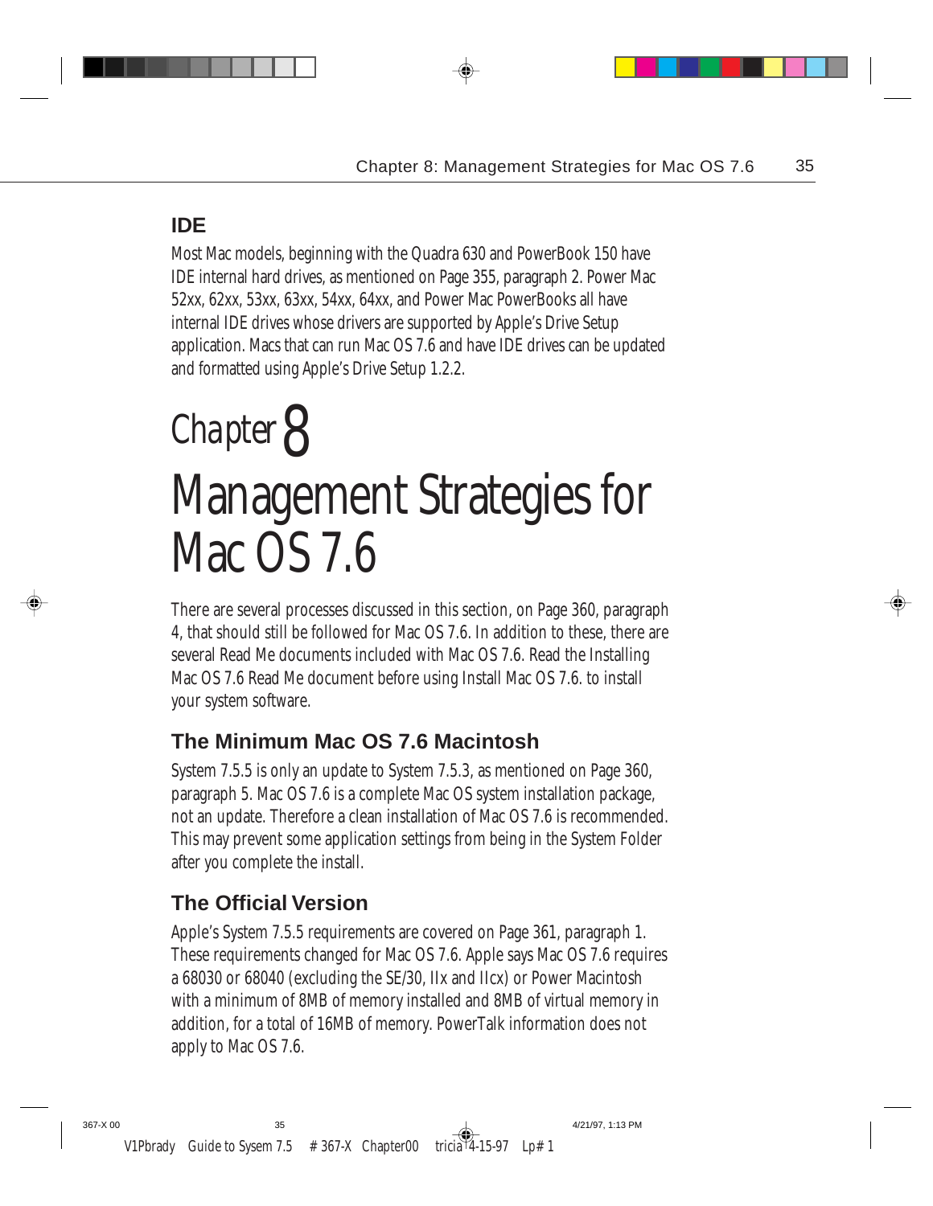## IDE

Most Mac models, beginning with the Quadra 630 and PowerBook 150 have IDE internal hard drives, as mentioned on Page 355, paragraph 2. Power Mac 52xx, 62xx, 53xx, 63xx, 54xx, 64xx, and Power Mac PowerBooks all have internal IDE drives whose drivers are supported by Apple's Drive Setup application. Macs that can run Mac OS 7.6 and have IDE drives can be updated and formatted using Apple's Drive Setup 1.2.2.

# Chapter 8
# Management Strategies for Mac OS 7.6

There are several processes discussed in this section, on Page 360, paragraph 4, that should still be followed for Mac OS 7.6. In addition to these, there are several Read Me documents included with Mac OS 7.6. Read the Installing Mac OS 7.6 Read Me document before using Install Mac OS 7.6. to install your system software.

## The Minimum Mac OS 7.6 Macintosh

System 7.5.5 is only an update to System 7.5.3, as mentioned on Page 360, paragraph 5. Mac OS 7.6 is a complete Mac OS system installation package, not an update. Therefore a clean installation of Mac OS 7.6 is recommended. This may prevent some application settings from being in the System Folder after you complete the install.

## The Official Version

Apple's System 7.5.5 requirements are covered on Page 361, paragraph 1. These requirements changed for Mac OS 7.6. Apple says Mac OS 7.6 requires a 68030 or 68040 (excluding the SE/30, IIx and IIcx) or Power Macintosh with a minimum of 8MB of memory installed and 8MB of virtual memory in addition, for a total of 16MB of memory. PowerTalk information does not apply to Mac OS 7.6.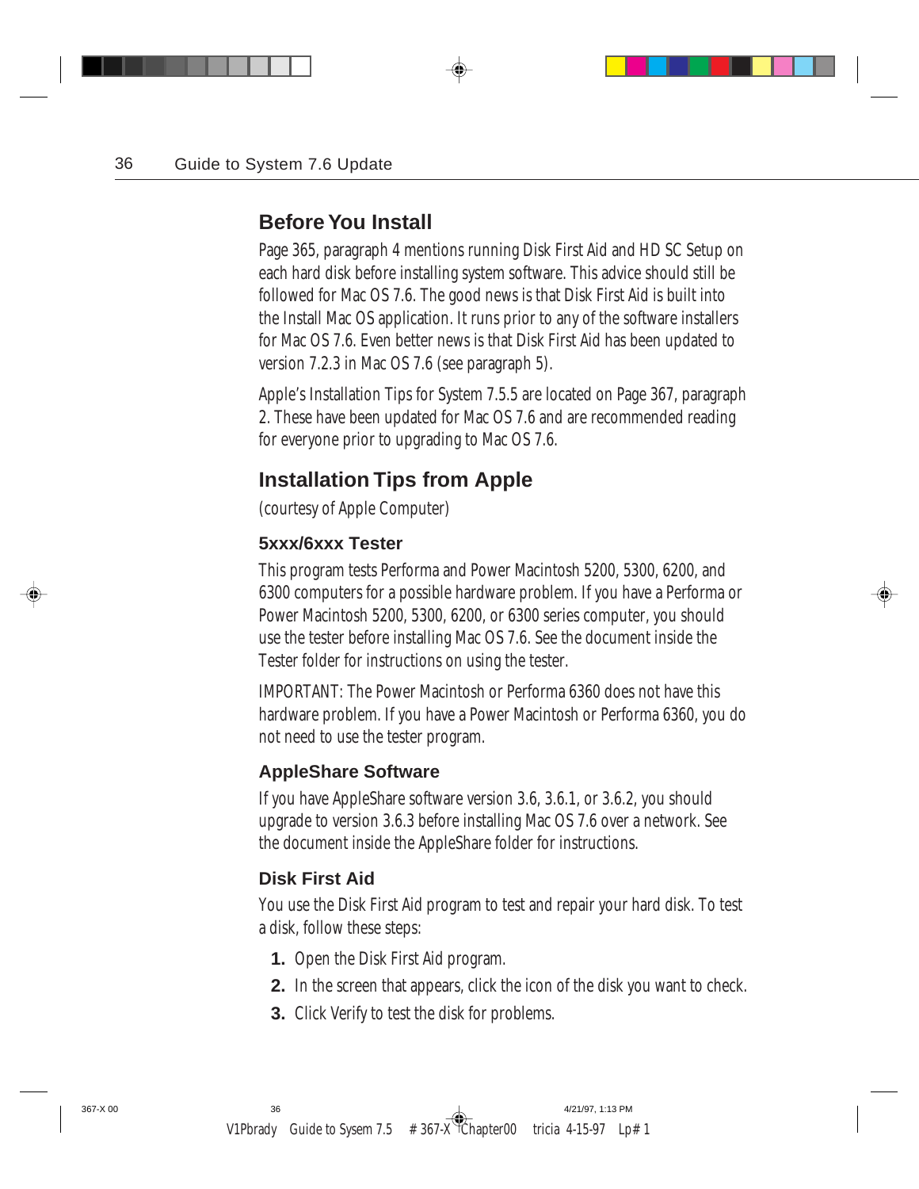## Before You Install

Page 365, paragraph 4 mentions running Disk First Aid and HD SC Setup on each hard disk before installing system software. This advice should still be followed for Mac OS 7.6. The good news is that Disk First Aid is built into the Install Mac OS application. It runs prior to any of the software installers for Mac OS 7.6. Even better news is that Disk First Aid has been updated to version 7.2.3 in Mac OS 7.6 (see paragraph 5).

Apple's Installation Tips for System 7.5.5 are located on Page 367, paragraph 2. These have been updated for Mac OS 7.6 and are recommended reading for everyone prior to upgrading to Mac OS 7.6.

## Installation Tips from Apple

(courtesy of Apple Computer)

### 5xxx/6xxx Tester

This program tests Performa and Power Macintosh 5200, 5300, 6200, and 6300 computers for a possible hardware problem. If you have a Performa or Power Macintosh 5200, 5300, 6200, or 6300 series computer, you should use the tester before installing Mac OS 7.6. See the document inside the Tester folder for instructions on using the tester.

IMPORTANT: The Power Macintosh or Performa 6360 does not have this hardware problem. If you have a Power Macintosh or Performa 6360, you do not need to use the tester program.

### AppleShare Software

If you have AppleShare software version 3.6, 3.6.1, or 3.6.2, you should upgrade to version 3.6.3 before installing Mac OS 7.6 over a network. See the document inside the AppleShare folder for instructions.

### Disk First Aid

You use the Disk First Aid program to test and repair your hard disk. To test a disk, follow these steps:

1. Open the Disk First Aid program.
2. In the screen that appears, click the icon of the disk you want to check.
3. Click Verify to test the disk for problems.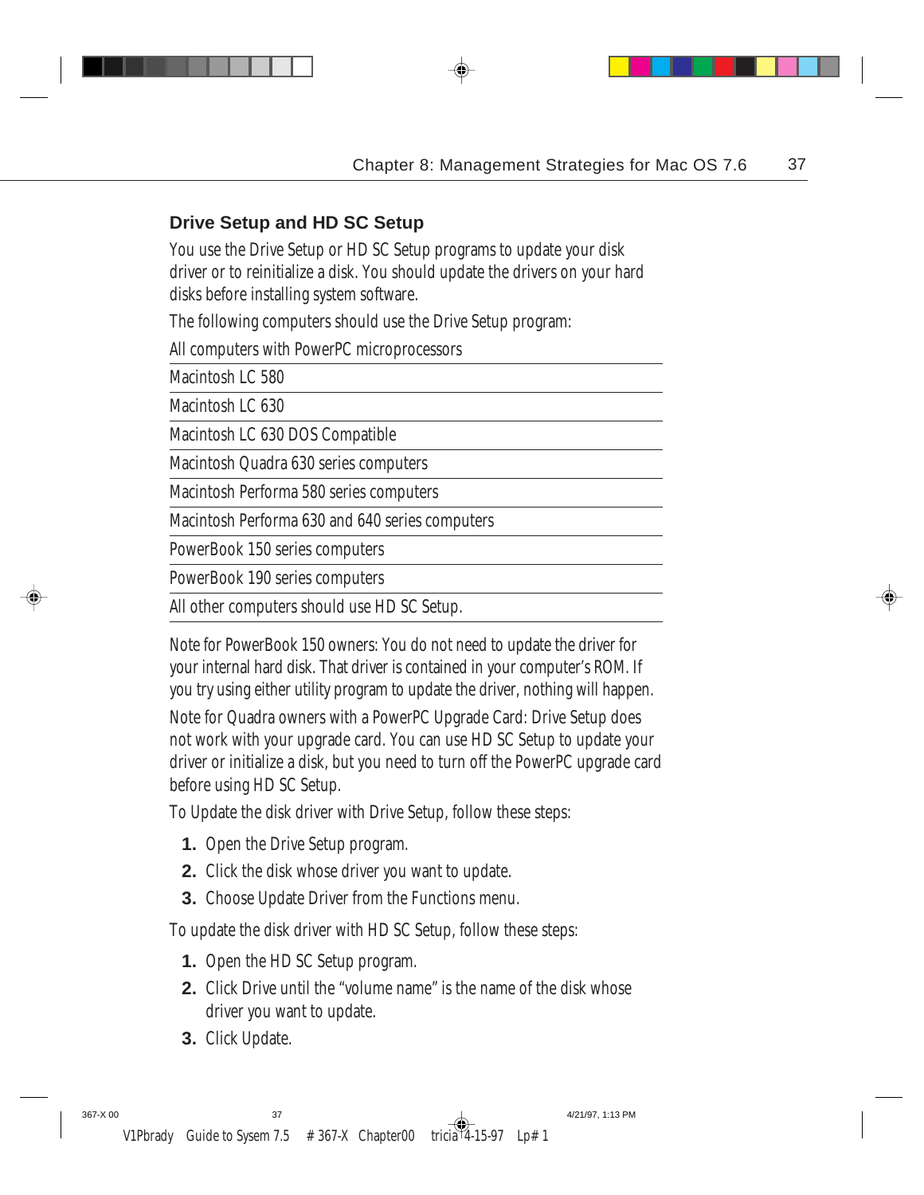## Drive Setup and HD SC Setup

You use the Drive Setup or HD SC Setup programs to update your disk driver or to reinitialize a disk. You should update the drivers on your hard disks before installing system software.

The following computers should use the Drive Setup program:

| All computers with PowerPC microprocessors |
|---|
| Macintosh LC 580 |
| Macintosh LC 630 |
| Macintosh LC 630 DOS Compatible |
| Macintosh Quadra 630 series computers |
| Macintosh Performa 580 series computers |
| Macintosh Performa 630 and 640 series computers |
| PowerBook 150 series computers |
| PowerBook 190 series computers |
| All other computers should use HD SC Setup. |

Note for PowerBook 150 owners: You do not need to update the driver for your internal hard disk. That driver is contained in your computer's ROM. If you try using either utility program to update the driver, nothing will happen.

Note for Quadra owners with a PowerPC Upgrade Card: Drive Setup does not work with your upgrade card. You can use HD SC Setup to update your driver or initialize a disk, but you need to turn off the PowerPC upgrade card before using HD SC Setup.

To Update the disk driver with Drive Setup, follow these steps:

1. Open the Drive Setup program.
2. Click the disk whose driver you want to update.
3. Choose Update Driver from the Functions menu.

To update the disk driver with HD SC Setup, follow these steps:

1. Open the HD SC Setup program.
2. Click Drive until the "volume name" is the name of the disk whose driver you want to update.
3. Click Update.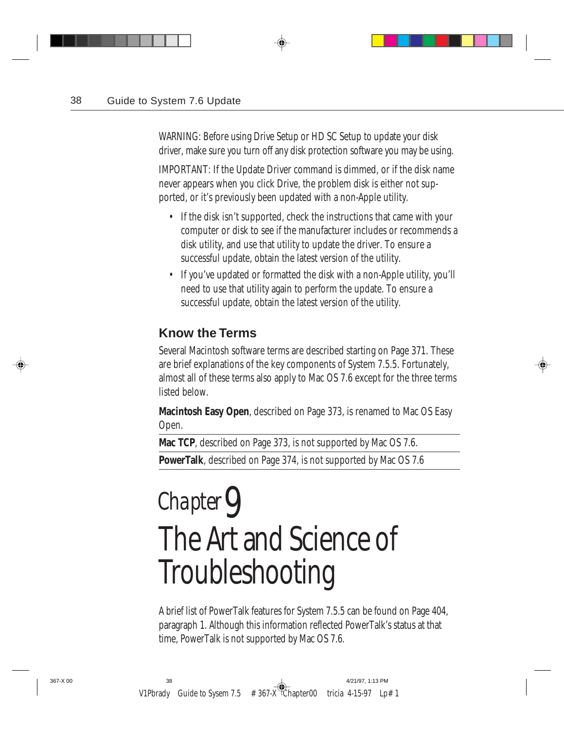WARNING: Before using Drive Setup or HD SC Setup to update your disk driver, make sure you turn off any disk protection software you may be using.

IMPORTANT: If the Update Driver command is dimmed, or if the disk name never appears when you click Drive, the problem disk is either not supported, or it's previously been updated with a non-Apple utility.

- If the disk isn't supported, check the instructions that came with your computer or disk to see if the manufacturer includes or recommends a disk utility, and use that utility to update the driver. To ensure a successful update, obtain the latest version of the utility.
- If you've updated or formatted the disk with a non-Apple utility, you'll need to use that utility again to perform the update. To ensure a successful update, obtain the latest version of the utility.

### Know the Terms

Several Macintosh software terms are described starting on Page 371. These are brief explanations of the key components of System 7.5.5. Fortunately, almost all of these terms also apply to Mac OS 7.6 except for the three terms listed below.

**Macintosh Easy Open**, described on Page 373, is renamed to Mac OS Easy Open.

**Mac TCP**, described on Page 373, is not supported by Mac OS 7.6.

**PowerTalk**, described on Page 374, is not supported by Mac OS 7.6

# Chapter 9
# The Art and Science of Troubleshooting

A brief list of PowerTalk features for System 7.5.5 can be found on Page 404, paragraph 1. Although this information reflected PowerTalk's status at that time, PowerTalk is not supported by Mac OS 7.6.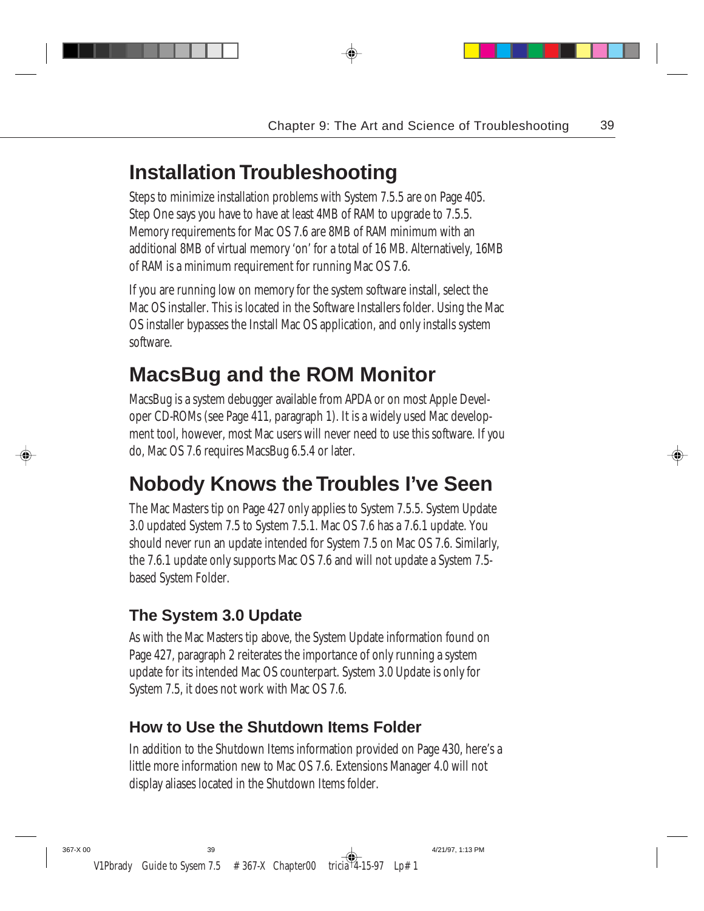## Installation Troubleshooting

Steps to minimize installation problems with System 7.5.5 are on Page 405. Step One says you have to have at least 4MB of RAM to upgrade to 7.5.5. Memory requirements for Mac OS 7.6 are 8MB of RAM minimum with an additional 8MB of virtual memory 'on' for a total of 16 MB. Alternatively, 16MB of RAM is a minimum requirement for running Mac OS 7.6.

If you are running low on memory for the system software install, select the Mac OS installer. This is located in the Software Installers folder. Using the Mac OS installer bypasses the Install Mac OS application, and only installs system software.

## MacsBug and the ROM Monitor

MacsBug is a system debugger available from APDA or on most Apple Developer CD-ROMs (see Page 411, paragraph 1). It is a widely used Mac development tool, however, most Mac users will never need to use this software. If you do, Mac OS 7.6 requires MacsBug 6.5.4 or later.

## Nobody Knows the Troubles I've Seen

The Mac Masters tip on Page 427 only applies to System 7.5.5. System Update 3.0 updated System 7.5 to System 7.5.1. Mac OS 7.6 has a 7.6.1 update. You should never run an update intended for System 7.5 on Mac OS 7.6. Similarly, the 7.6.1 update only supports Mac OS 7.6 and will not update a System 7.5-based System Folder.

### The System 3.0 Update

As with the Mac Masters tip above, the System Update information found on Page 427, paragraph 2 reiterates the importance of only running a system update for its intended Mac OS counterpart. System 3.0 Update is only for System 7.5, it does not work with Mac OS 7.6.

### How to Use the Shutdown Items Folder

In addition to the Shutdown Items information provided on Page 430, here's a little more information new to Mac OS 7.6. Extensions Manager 4.0 will not display aliases located in the Shutdown Items folder.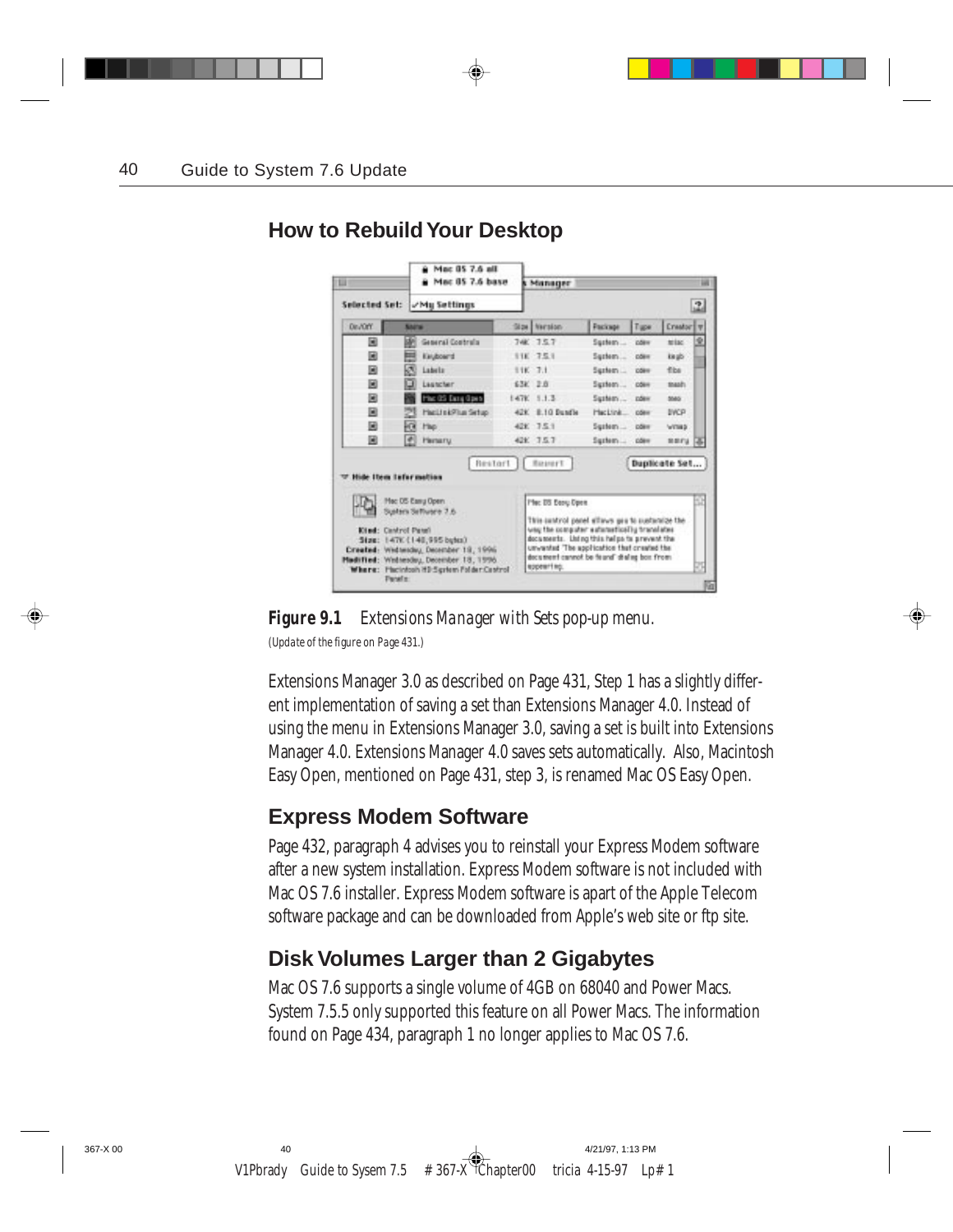## How to Rebuild Your Desktop

**Figure 9.1** *Extensions Manager with Sets pop-up menu.*

*(Update of the figure on Page 431.)*

Extensions Manager 3.0 as described on Page 431, Step 1 has a slightly different implementation of saving a set than Extensions Manager 4.0. Instead of using the menu in Extensions Manager 3.0, saving a set is built into Extensions Manager 4.0. Extensions Manager 4.0 saves sets automatically. Also, Macintosh Easy Open, mentioned on Page 431, step 3, is renamed Mac OS Easy Open.

## Express Modem Software

Page 432, paragraph 4 advises you to reinstall your Express Modem software after a new system installation. Express Modem software is not included with Mac OS 7.6 installer. Express Modem software is apart of the Apple Telecom software package and can be downloaded from Apple's web site or ftp site.

## Disk Volumes Larger than 2 Gigabytes

Mac OS 7.6 supports a single volume of 4GB on 68040 and Power Macs. System 7.5.5 only supported this feature on all Power Macs. The information found on Page 434, paragraph 1 no longer applies to Mac OS 7.6.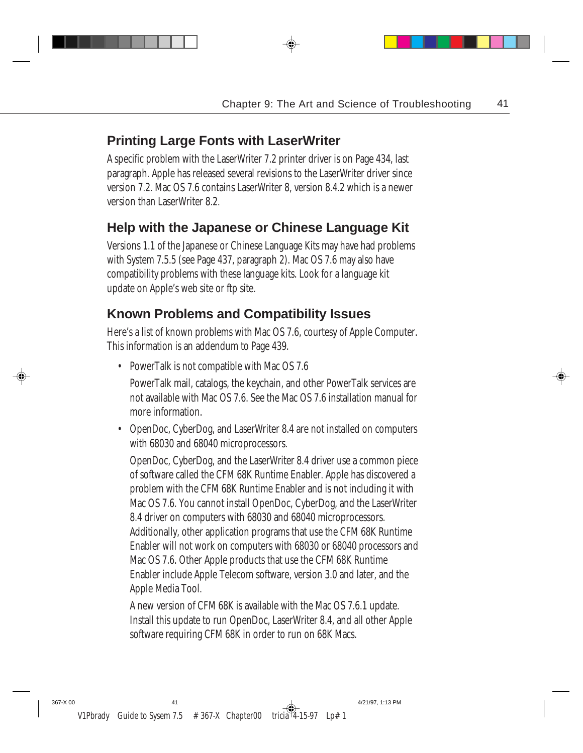## Printing Large Fonts with LaserWriter

A specific problem with the LaserWriter 7.2 printer driver is on Page 434, last paragraph. Apple has released several revisions to the LaserWriter driver since version 7.2. Mac OS 7.6 contains LaserWriter 8, version 8.4.2 which is a newer version than LaserWriter 8.2.

## Help with the Japanese or Chinese Language Kit

Versions 1.1 of the Japanese or Chinese Language Kits may have had problems with System 7.5.5 (see Page 437, paragraph 2). Mac OS 7.6 may also have compatibility problems with these language kits. Look for a language kit update on Apple's web site or ftp site.

## Known Problems and Compatibility Issues

Here's a list of known problems with Mac OS 7.6, courtesy of Apple Computer. This information is an addendum to Page 439.

- PowerTalk is not compatible with Mac OS 7.6

  PowerTalk mail, catalogs, the keychain, and other PowerTalk services are not available with Mac OS 7.6. See the Mac OS 7.6 installation manual for more information.

- OpenDoc, CyberDog, and LaserWriter 8.4 are not installed on computers with 68030 and 68040 microprocessors.

  OpenDoc, CyberDog, and the LaserWriter 8.4 driver use a common piece of software called the CFM 68K Runtime Enabler. Apple has discovered a problem with the CFM 68K Runtime Enabler and is not including it with Mac OS 7.6. You cannot install OpenDoc, CyberDog, and the LaserWriter 8.4 driver on computers with 68030 and 68040 microprocessors. Additionally, other application programs that use the CFM 68K Runtime Enabler will not work on computers with 68030 or 68040 processors and Mac OS 7.6. Other Apple products that use the CFM 68K Runtime Enabler include Apple Telecom software, version 3.0 and later, and the Apple Media Tool.

  A new version of CFM 68K is available with the Mac OS 7.6.1 update. Install this update to run OpenDoc, LaserWriter 8.4, and all other Apple software requiring CFM 68K in order to run on 68K Macs.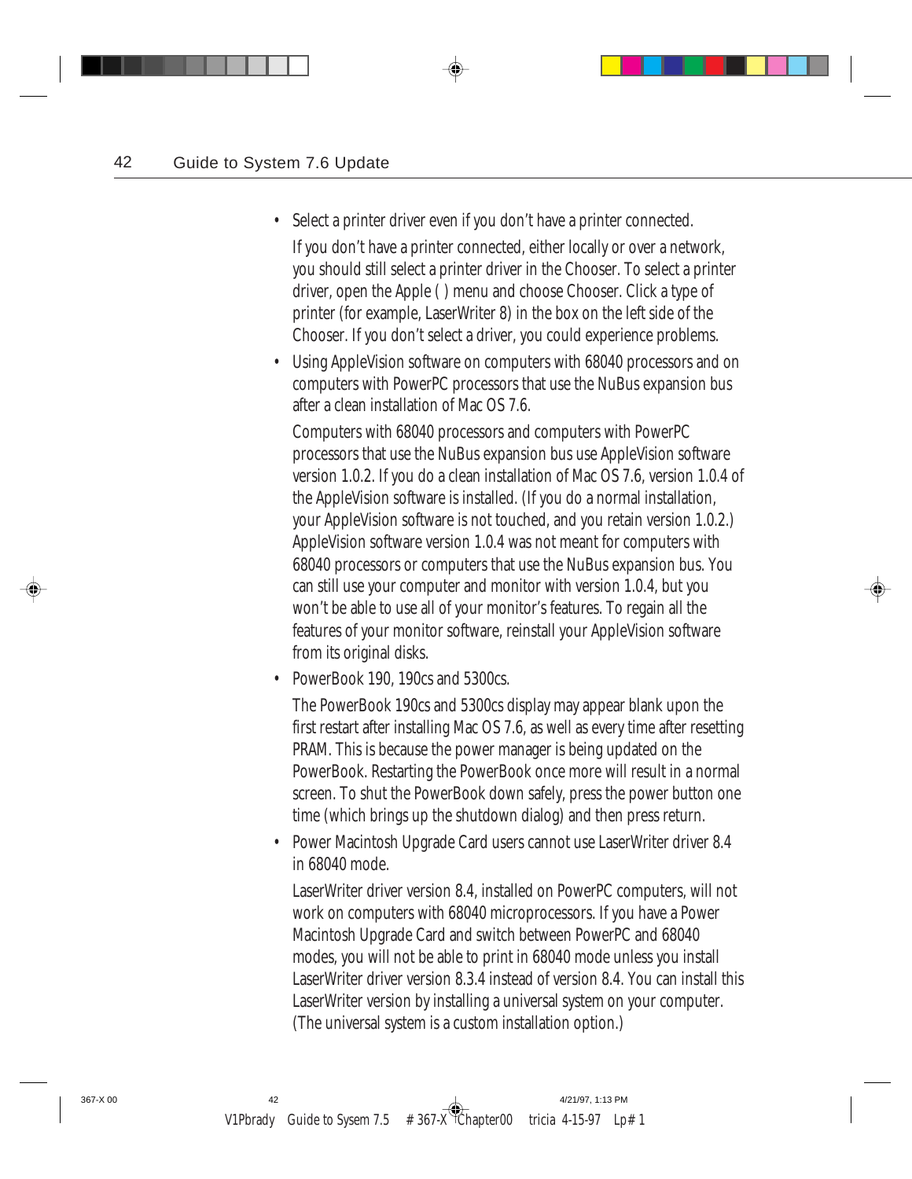- Select a printer driver even if you don't have a printer connected.

  If you don't have a printer connected, either locally or over a network, you should still select a printer driver in the Chooser. To select a printer driver, open the Apple ( ) menu and choose Chooser. Click a type of printer (for example, LaserWriter 8) in the box on the left side of the Chooser. If you don't select a driver, you could experience problems.

- Using AppleVision software on computers with 68040 processors and on computers with PowerPC processors that use the NuBus expansion bus after a clean installation of Mac OS 7.6.

  Computers with 68040 processors and computers with PowerPC processors that use the NuBus expansion bus use AppleVision software version 1.0.2. If you do a clean installation of Mac OS 7.6, version 1.0.4 of the AppleVision software is installed. (If you do a normal installation, your AppleVision software is not touched, and you retain version 1.0.2.) AppleVision software version 1.0.4 was not meant for computers with 68040 processors or computers that use the NuBus expansion bus. You can still use your computer and monitor with version 1.0.4, but you won't be able to use all of your monitor's features. To regain all the features of your monitor software, reinstall your AppleVision software from its original disks.

- PowerBook 190, 190cs and 5300cs.

  The PowerBook 190cs and 5300cs display may appear blank upon the first restart after installing Mac OS 7.6, as well as every time after resetting PRAM. This is because the power manager is being updated on the PowerBook. Restarting the PowerBook once more will result in a normal screen. To shut the PowerBook down safely, press the power button one time (which brings up the shutdown dialog) and then press return.

- Power Macintosh Upgrade Card users cannot use LaserWriter driver 8.4 in 68040 mode.

  LaserWriter driver version 8.4, installed on PowerPC computers, will not work on computers with 68040 microprocessors. If you have a Power Macintosh Upgrade Card and switch between PowerPC and 68040 modes, you will not be able to print in 68040 mode unless you install LaserWriter driver version 8.3.4 instead of version 8.4. You can install this LaserWriter version by installing a universal system on your computer. (The universal system is a custom installation option.)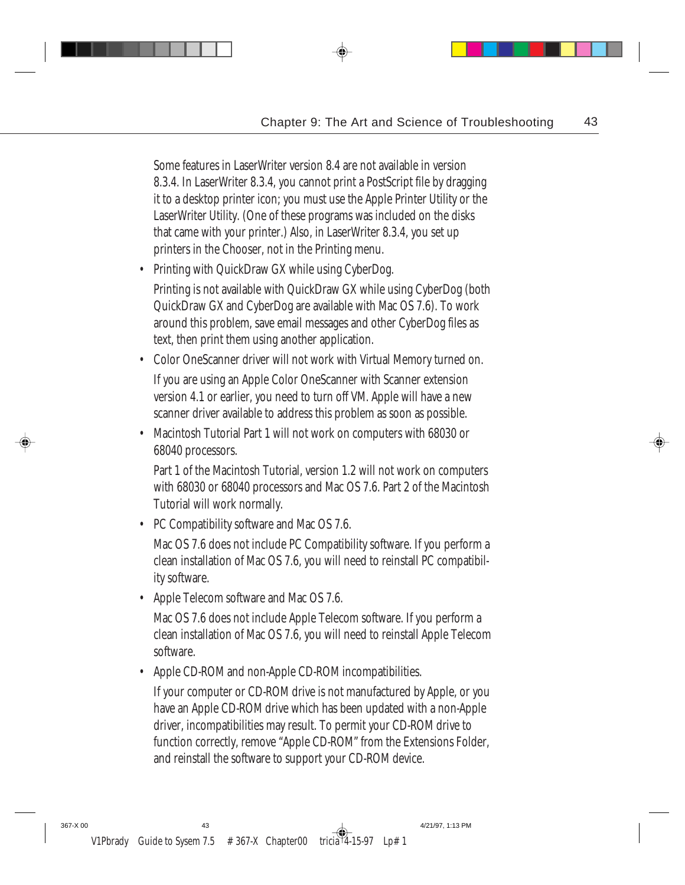Some features in LaserWriter version 8.4 are not available in version 8.3.4. In LaserWriter 8.3.4, you cannot print a PostScript file by dragging it to a desktop printer icon; you must use the Apple Printer Utility or the LaserWriter Utility. (One of these programs was included on the disks that came with your printer.) Also, in LaserWriter 8.3.4, you set up printers in the Chooser, not in the Printing menu.

- Printing with QuickDraw GX while using CyberDog.

  Printing is not available with QuickDraw GX while using CyberDog (both QuickDraw GX and CyberDog are available with Mac OS 7.6). To work around this problem, save email messages and other CyberDog files as text, then print them using another application.

- Color OneScanner driver will not work with Virtual Memory turned on.

  If you are using an Apple Color OneScanner with Scanner extension version 4.1 or earlier, you need to turn off VM. Apple will have a new scanner driver available to address this problem as soon as possible.

- Macintosh Tutorial Part 1 will not work on computers with 68030 or 68040 processors.

  Part 1 of the Macintosh Tutorial, version 1.2 will not work on computers with 68030 or 68040 processors and Mac OS 7.6. Part 2 of the Macintosh Tutorial will work normally.

- PC Compatibility software and Mac OS 7.6.

  Mac OS 7.6 does not include PC Compatibility software. If you perform a clean installation of Mac OS 7.6, you will need to reinstall PC compatibility software.

- Apple Telecom software and Mac OS 7.6.

  Mac OS 7.6 does not include Apple Telecom software. If you perform a clean installation of Mac OS 7.6, you will need to reinstall Apple Telecom software.

- Apple CD-ROM and non-Apple CD-ROM incompatibilities.

  If your computer or CD-ROM drive is not manufactured by Apple, or you have an Apple CD-ROM drive which has been updated with a non-Apple driver, incompatibilities may result. To permit your CD-ROM drive to function correctly, remove "Apple CD-ROM" from the Extensions Folder, and reinstall the software to support your CD-ROM device.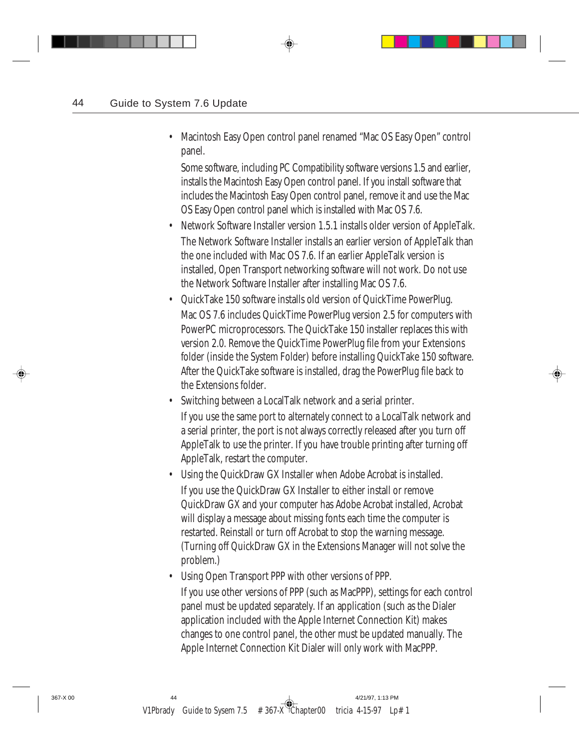- Macintosh Easy Open control panel renamed “Mac OS Easy Open” control panel.

  Some software, including PC Compatibility software versions 1.5 and earlier, installs the Macintosh Easy Open control panel. If you install software that includes the Macintosh Easy Open control panel, remove it and use the Mac OS Easy Open control panel which is installed with Mac OS 7.6.

- Network Software Installer version 1.5.1 installs older version of AppleTalk.

  The Network Software Installer installs an earlier version of AppleTalk than the one included with Mac OS 7.6. If an earlier AppleTalk version is installed, Open Transport networking software will not work. Do not use the Network Software Installer after installing Mac OS 7.6.

- QuickTake 150 software installs old version of QuickTime PowerPlug.

  Mac OS 7.6 includes QuickTime PowerPlug version 2.5 for computers with PowerPC microprocessors. The QuickTake 150 installer replaces this with version 2.0. Remove the QuickTime PowerPlug file from your Extensions folder (inside the System Folder) before installing QuickTake 150 software. After the QuickTake software is installed, drag the PowerPlug file back to the Extensions folder.

- Switching between a LocalTalk network and a serial printer.

  If you use the same port to alternately connect to a LocalTalk network and a serial printer, the port is not always correctly released after you turn off AppleTalk to use the printer. If you have trouble printing after turning off AppleTalk, restart the computer.

- Using the QuickDraw GX Installer when Adobe Acrobat is installed.

  If you use the QuickDraw GX Installer to either install or remove QuickDraw GX and your computer has Adobe Acrobat installed, Acrobat will display a message about missing fonts each time the computer is restarted. Reinstall or turn off Acrobat to stop the warning message. (Turning off QuickDraw GX in the Extensions Manager will not solve the problem.)

- Using Open Transport PPP with other versions of PPP.

  If you use other versions of PPP (such as MacPPP), settings for each control panel must be updated separately. If an application (such as the Dialer application included with the Apple Internet Connection Kit) makes changes to one control panel, the other must be updated manually. The Apple Internet Connection Kit Dialer will only work with MacPPP.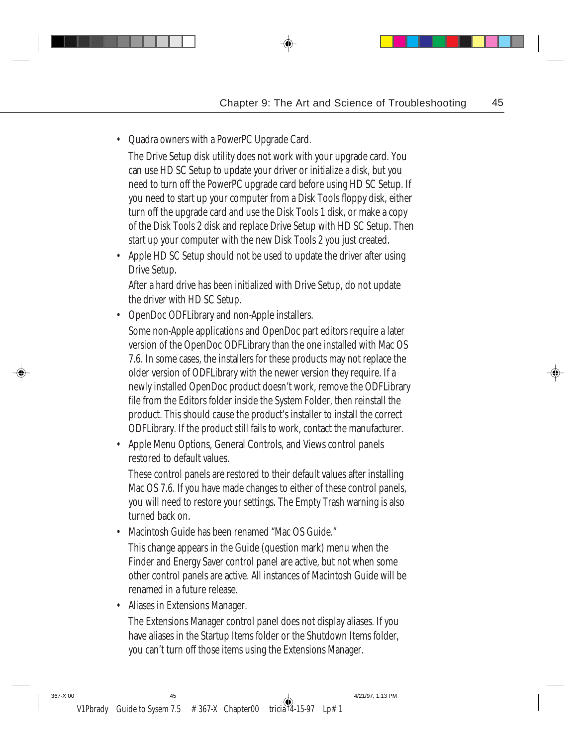- Quadra owners with a PowerPC Upgrade Card.

  The Drive Setup disk utility does not work with your upgrade card. You can use HD SC Setup to update your driver or initialize a disk, but you need to turn off the PowerPC upgrade card before using HD SC Setup. If you need to start up your computer from a Disk Tools floppy disk, either turn off the upgrade card and use the Disk Tools 1 disk, or make a copy of the Disk Tools 2 disk and replace Drive Setup with HD SC Setup. Then start up your computer with the new Disk Tools 2 you just created.

- Apple HD SC Setup should not be used to update the driver after using Drive Setup.

  After a hard drive has been initialized with Drive Setup, do not update the driver with HD SC Setup.

- OpenDoc ODFLibrary and non-Apple installers.

  Some non-Apple applications and OpenDoc part editors require a later version of the OpenDoc ODFLibrary than the one installed with Mac OS 7.6. In some cases, the installers for these products may not replace the older version of ODFLibrary with the newer version they require. If a newly installed OpenDoc product doesn't work, remove the ODFLibrary file from the Editors folder inside the System Folder, then reinstall the product. This should cause the product's installer to install the correct ODFLibrary. If the product still fails to work, contact the manufacturer.

- Apple Menu Options, General Controls, and Views control panels restored to default values.

  These control panels are restored to their default values after installing Mac OS 7.6. If you have made changes to either of these control panels, you will need to restore your settings. The Empty Trash warning is also turned back on.

- Macintosh Guide has been renamed "Mac OS Guide."

  This change appears in the Guide (question mark) menu when the Finder and Energy Saver control panel are active, but not when some other control panels are active. All instances of Macintosh Guide will be renamed in a future release.

- Aliases in Extensions Manager.

  The Extensions Manager control panel does not display aliases. If you have aliases in the Startup Items folder or the Shutdown Items folder, you can't turn off those items using the Extensions Manager.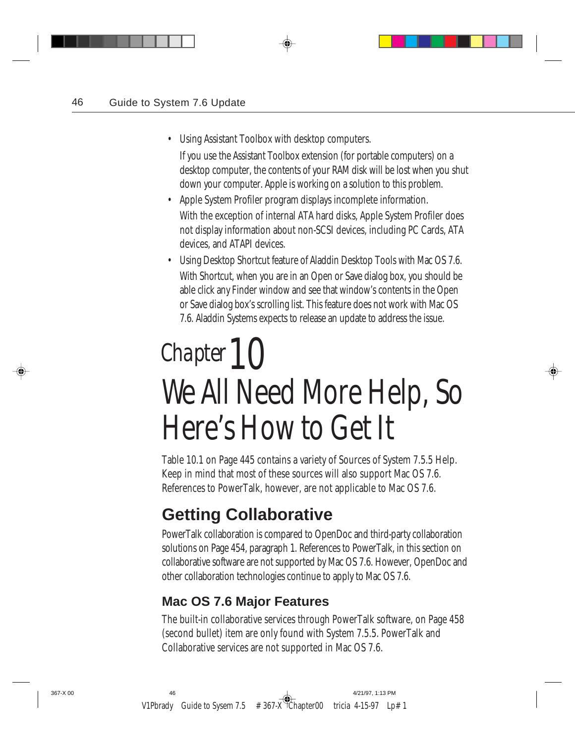- Using Assistant Toolbox with desktop computers.

  If you use the Assistant Toolbox extension (for portable computers) on a desktop computer, the contents of your RAM disk will be lost when you shut down your computer. Apple is working on a solution to this problem.

- Apple System Profiler program displays incomplete information.

  With the exception of internal ATA hard disks, Apple System Profiler does not display information about non-SCSI devices, including PC Cards, ATA devices, and ATAPI devices.

- Using Desktop Shortcut feature of Aladdin Desktop Tools with Mac OS 7.6.

  With Shortcut, when you are in an Open or Save dialog box, you should be able click any Finder window and see that window's contents in the Open or Save dialog box's scrolling list. This feature does not work with Mac OS 7.6. Aladdin Systems expects to release an update to address the issue.

# Chapter 10
# We All Need More Help, So Here's How to Get It

Table 10.1 on Page 445 contains a variety of Sources of System 7.5.5 Help. Keep in mind that most of these sources will also support Mac OS 7.6. References to PowerTalk, however, are not applicable to Mac OS 7.6.

## Getting Collaborative

PowerTalk collaboration is compared to OpenDoc and third-party collaboration solutions on Page 454, paragraph 1. References to PowerTalk, in this section on collaborative software are not supported by Mac OS 7.6. However, OpenDoc and other collaboration technologies continue to apply to Mac OS 7.6.

### Mac OS 7.6 Major Features

The built-in collaborative services through PowerTalk software, on Page 458 (second bullet) item are only found with System 7.5.5. PowerTalk and Collaborative services are not supported in Mac OS 7.6.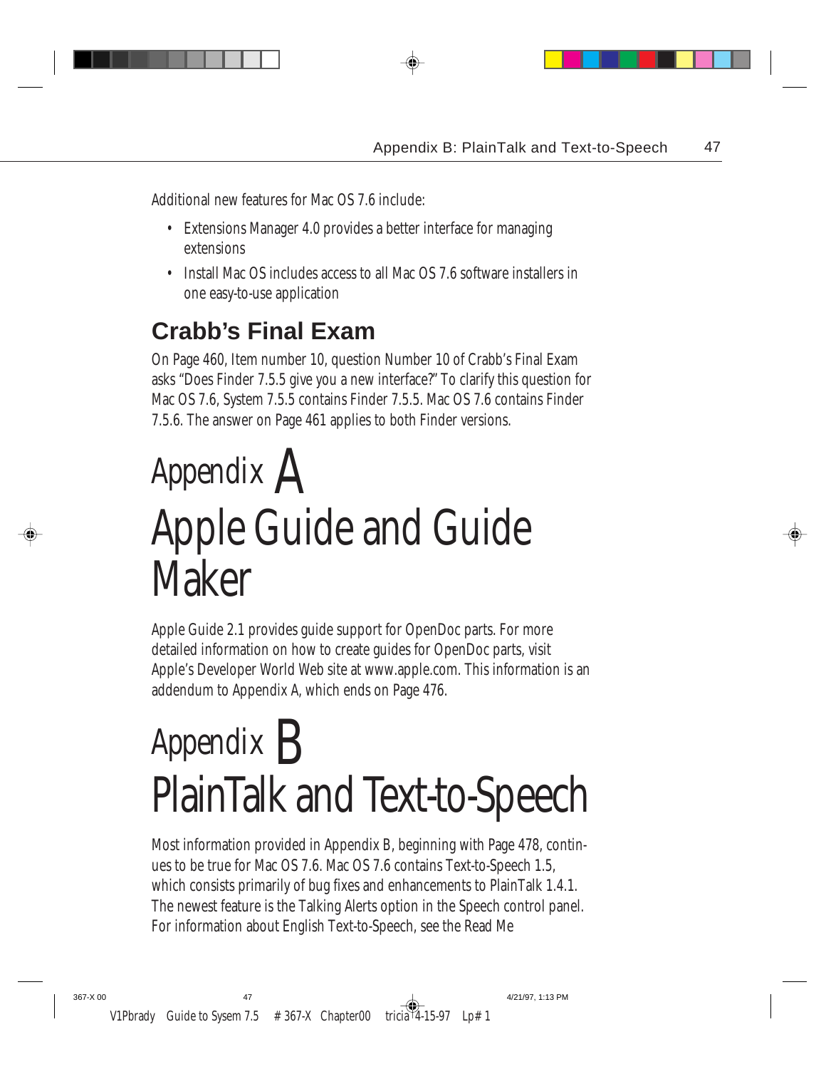Additional new features for Mac OS 7.6 include:

- Extensions Manager 4.0 provides a better interface for managing extensions
- Install Mac OS includes access to all Mac OS 7.6 software installers in one easy-to-use application

## Crabb's Final Exam

On Page 460, Item number 10, question Number 10 of Crabb's Final Exam asks "Does Finder 7.5.5 give you a new interface?" To clarify this question for Mac OS 7.6, System 7.5.5 contains Finder 7.5.5. Mac OS 7.6 contains Finder 7.5.6. The answer on Page 461 applies to both Finder versions.

# Appendix A Apple Guide and Guide Maker

Apple Guide 2.1 provides guide support for OpenDoc parts. For more detailed information on how to create guides for OpenDoc parts, visit Apple's Developer World Web site at www.apple.com. This information is an addendum to Appendix A, which ends on Page 476.

# Appendix B PlainTalk and Text-to-Speech

Most information provided in Appendix B, beginning with Page 478, continues to be true for Mac OS 7.6. Mac OS 7.6 contains Text-to-Speech 1.5, which consists primarily of bug fixes and enhancements to PlainTalk 1.4.1. The newest feature is the Talking Alerts option in the Speech control panel. For information about English Text-to-Speech, see the Read Me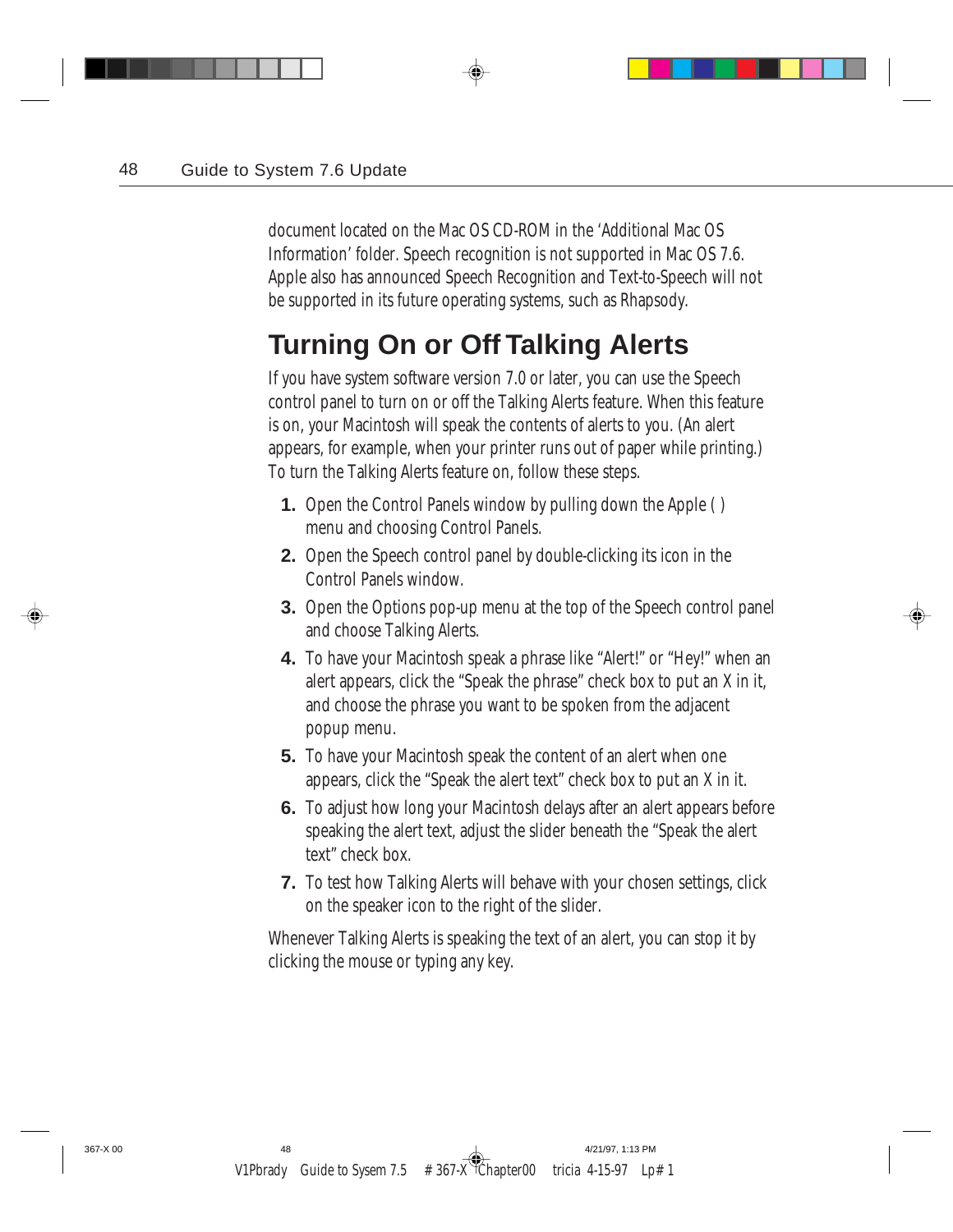document located on the Mac OS CD-ROM in the 'Additional Mac OS Information' folder. Speech recognition is not supported in Mac OS 7.6. Apple also has announced Speech Recognition and Text-to-Speech will not be supported in its future operating systems, such as Rhapsody.

## Turning On or Off Talking Alerts

If you have system software version 7.0 or later, you can use the Speech control panel to turn on or off the Talking Alerts feature. When this feature is on, your Macintosh will speak the contents of alerts to you. (An alert appears, for example, when your printer runs out of paper while printing.) To turn the Talking Alerts feature on, follow these steps.

1. Open the Control Panels window by pulling down the Apple ( ) menu and choosing Control Panels.
2. Open the Speech control panel by double-clicking its icon in the Control Panels window.
3. Open the Options pop-up menu at the top of the Speech control panel and choose Talking Alerts.
4. To have your Macintosh speak a phrase like "Alert!" or "Hey!" when an alert appears, click the "Speak the phrase" check box to put an X in it, and choose the phrase you want to be spoken from the adjacent popup menu.
5. To have your Macintosh speak the content of an alert when one appears, click the "Speak the alert text" check box to put an X in it.
6. To adjust how long your Macintosh delays after an alert appears before speaking the alert text, adjust the slider beneath the "Speak the alert text" check box.
7. To test how Talking Alerts will behave with your chosen settings, click on the speaker icon to the right of the slider.

Whenever Talking Alerts is speaking the text of an alert, you can stop it by clicking the mouse or typing any key.